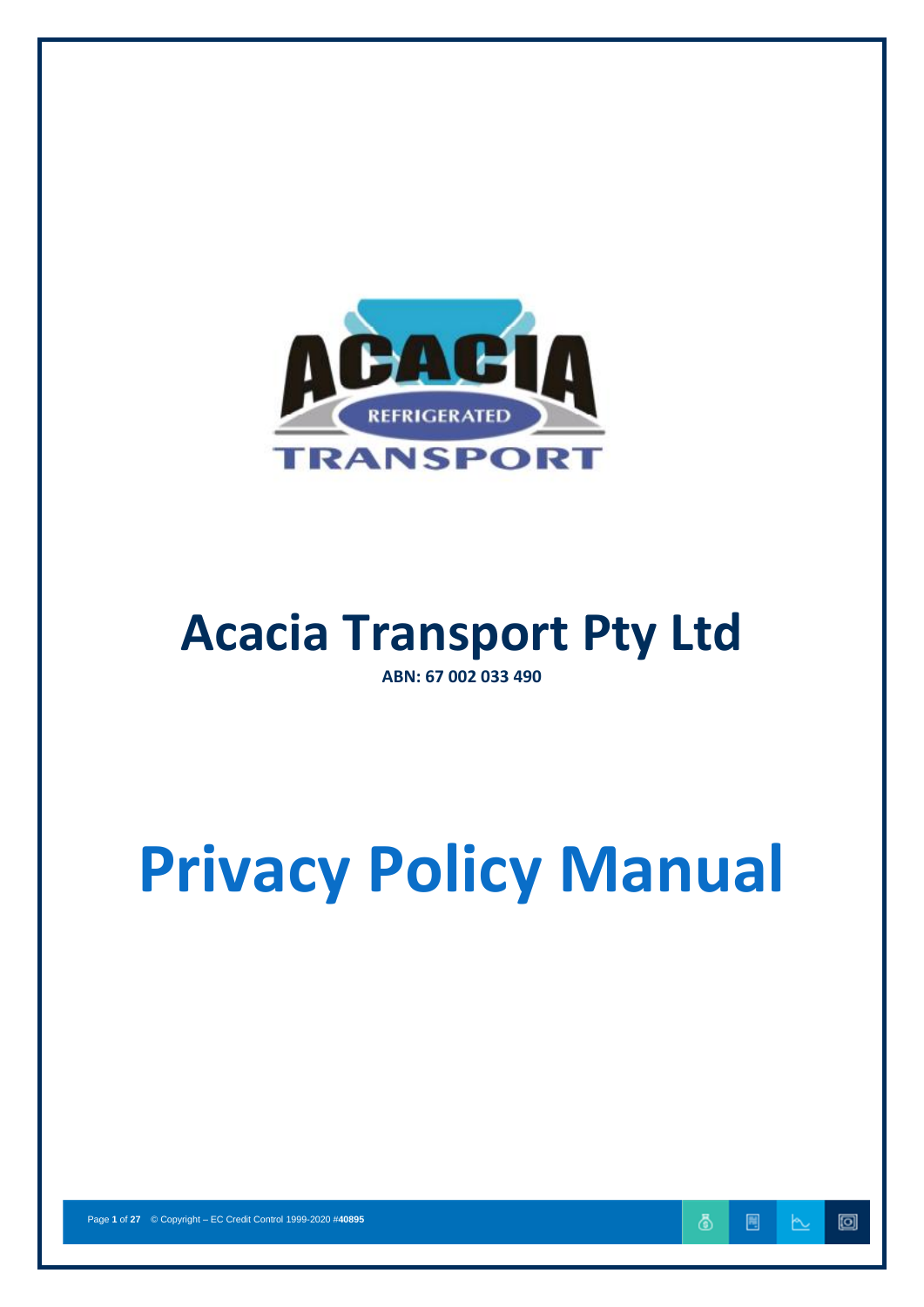# Acacia Transport Pty Ltd

**ABN: 67 002 033 490**

# Privacy Policy Manual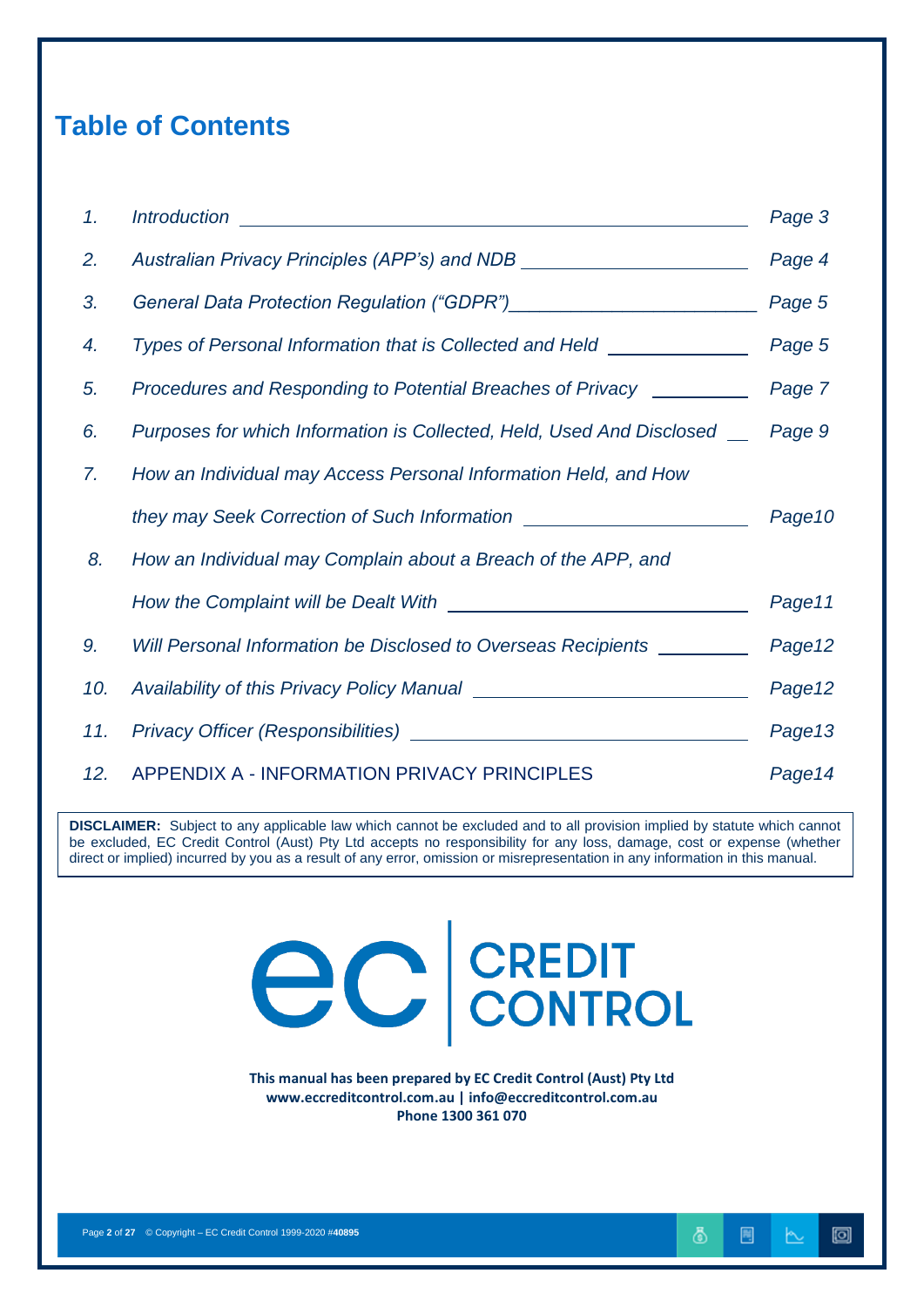## Table of Contents

| | | |
|---|---|---|
| 1. | *Introduction* | *Page 3* |
| 2. | *Australian Privacy Principles (APP's) and NDB* | *Page 4* |
| 3. | *General Data Protection Regulation ("GDPR")* | *Page 5* |
| 4. | *Types of Personal Information that is Collected and Held* | *Page 5* |
| 5. | *Procedures and Responding to Potential Breaches of Privacy* | *Page 7* |
| 6. | *Purposes for which Information is Collected, Held, Used And Disclosed* | *Page 9* |
| 7. | *How an Individual may Access Personal Information Held, and How they may Seek Correction of Such Information* | *Page10* |
| 8. | *How an Individual may Complain about a Breach of the APP, and How the Complaint will be Dealt With* | *Page11* |
| 9. | *Will Personal Information be Disclosed to Overseas Recipients* | *Page12* |
| 10. | *Availability of this Privacy Policy Manual* | *Page12* |
| 11. | *Privacy Officer (Responsibilities)* | *Page13* |
| 12. | APPENDIX A - INFORMATION PRIVACY PRINCIPLES | *Page14* |

**DISCLAIMER:** Subject to any applicable law which cannot be excluded and to all provision implied by statute which cannot be excluded, EC Credit Control (Aust) Pty Ltd accepts no responsibility for any loss, damage, cost or expense (whether direct or implied) incurred by you as a result of any error, omission or misrepresentation in any information in this manual.

ec | CREDIT CONTROL

**This manual has been prepared by EC Credit Control (Aust) Pty Ltd**
**www.eccreditcontrol.com.au | info@eccreditcontrol.com.au**
**Phone 1300 361 070**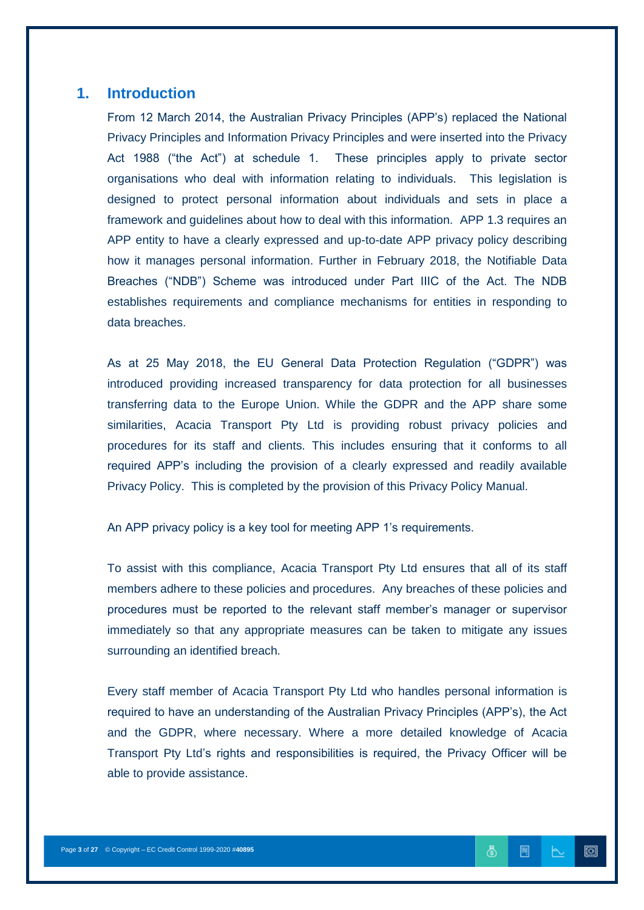# 1. Introduction

From 12 March 2014, the Australian Privacy Principles (APP's) replaced the National Privacy Principles and Information Privacy Principles and were inserted into the Privacy Act 1988 ("the Act") at schedule 1. These principles apply to private sector organisations who deal with information relating to individuals. This legislation is designed to protect personal information about individuals and sets in place a framework and guidelines about how to deal with this information. APP 1.3 requires an APP entity to have a clearly expressed and up-to-date APP privacy policy describing how it manages personal information. Further in February 2018, the Notifiable Data Breaches ("NDB") Scheme was introduced under Part IIIC of the Act. The NDB establishes requirements and compliance mechanisms for entities in responding to data breaches.

As at 25 May 2018, the EU General Data Protection Regulation ("GDPR") was introduced providing increased transparency for data protection for all businesses transferring data to the Europe Union. While the GDPR and the APP share some similarities, Acacia Transport Pty Ltd is providing robust privacy policies and procedures for its staff and clients. This includes ensuring that it conforms to all required APP's including the provision of a clearly expressed and readily available Privacy Policy. This is completed by the provision of this Privacy Policy Manual.

An APP privacy policy is a key tool for meeting APP 1's requirements.

To assist with this compliance, Acacia Transport Pty Ltd ensures that all of its staff members adhere to these policies and procedures. Any breaches of these policies and procedures must be reported to the relevant staff member's manager or supervisor immediately so that any appropriate measures can be taken to mitigate any issues surrounding an identified breach.

Every staff member of Acacia Transport Pty Ltd who handles personal information is required to have an understanding of the Australian Privacy Principles (APP's), the Act and the GDPR, where necessary. Where a more detailed knowledge of Acacia Transport Pty Ltd's rights and responsibilities is required, the Privacy Officer will be able to provide assistance.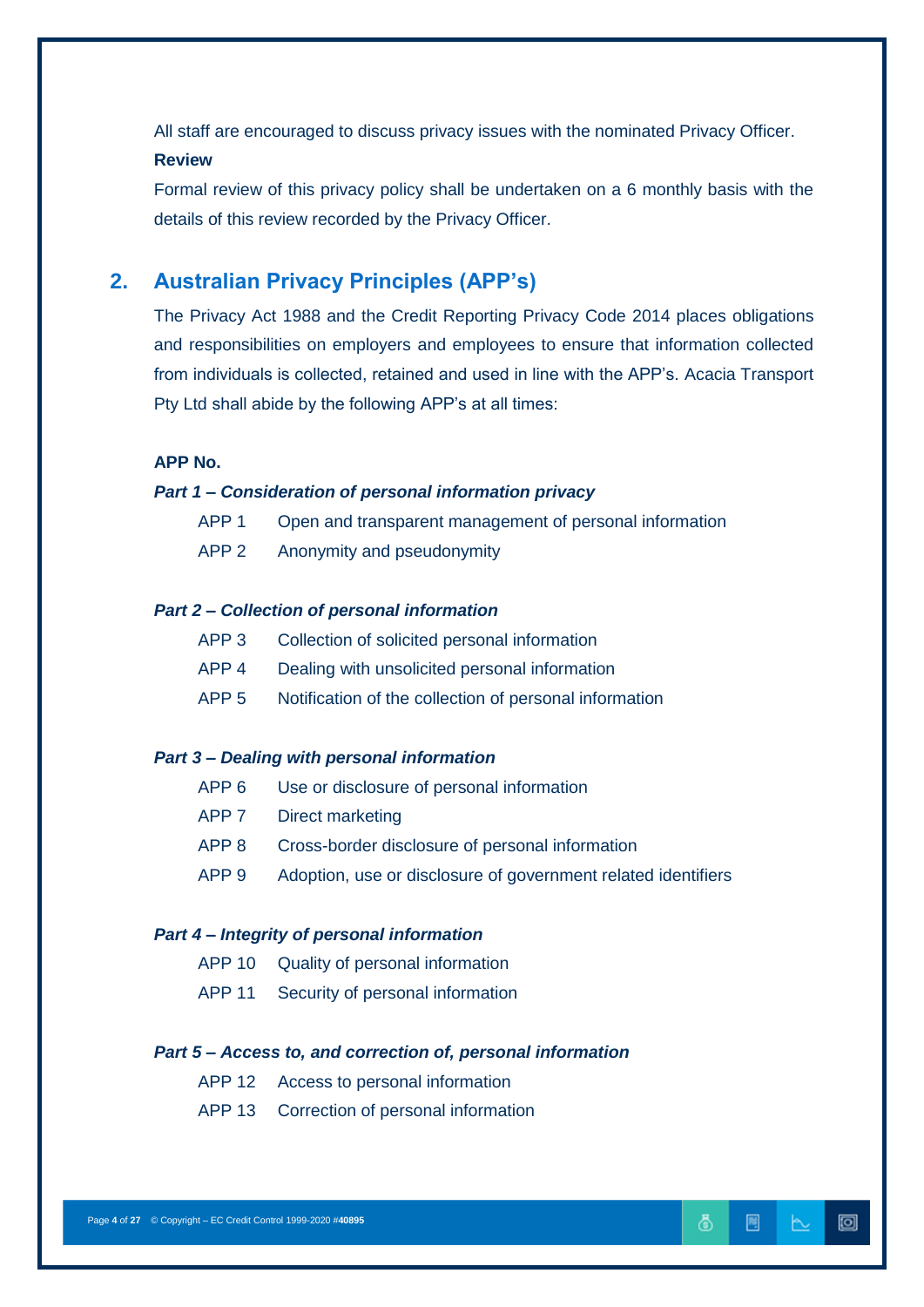All staff are encouraged to discuss privacy issues with the nominated Privacy Officer.

**Review**

Formal review of this privacy policy shall be undertaken on a 6 monthly basis with the details of this review recorded by the Privacy Officer.

## 2. Australian Privacy Principles (APP's)

The Privacy Act 1988 and the Credit Reporting Privacy Code 2014 places obligations and responsibilities on employers and employees to ensure that information collected from individuals is collected, retained and used in line with the APP's. Acacia Transport Pty Ltd shall abide by the following APP's at all times:

**APP No.**

***Part 1 – Consideration of personal information privacy***

- APP 1 Open and transparent management of personal information
- APP 2 Anonymity and pseudonymity

***Part 2 – Collection of personal information***

- APP 3 Collection of solicited personal information
- APP 4 Dealing with unsolicited personal information
- APP 5 Notification of the collection of personal information

***Part 3 – Dealing with personal information***

- APP 6 Use or disclosure of personal information
- APP 7 Direct marketing
- APP 8 Cross-border disclosure of personal information
- APP 9 Adoption, use or disclosure of government related identifiers

***Part 4 – Integrity of personal information***

- APP 10 Quality of personal information
- APP 11 Security of personal information

***Part 5 – Access to, and correction of, personal information***

- APP 12 Access to personal information
- APP 13 Correction of personal information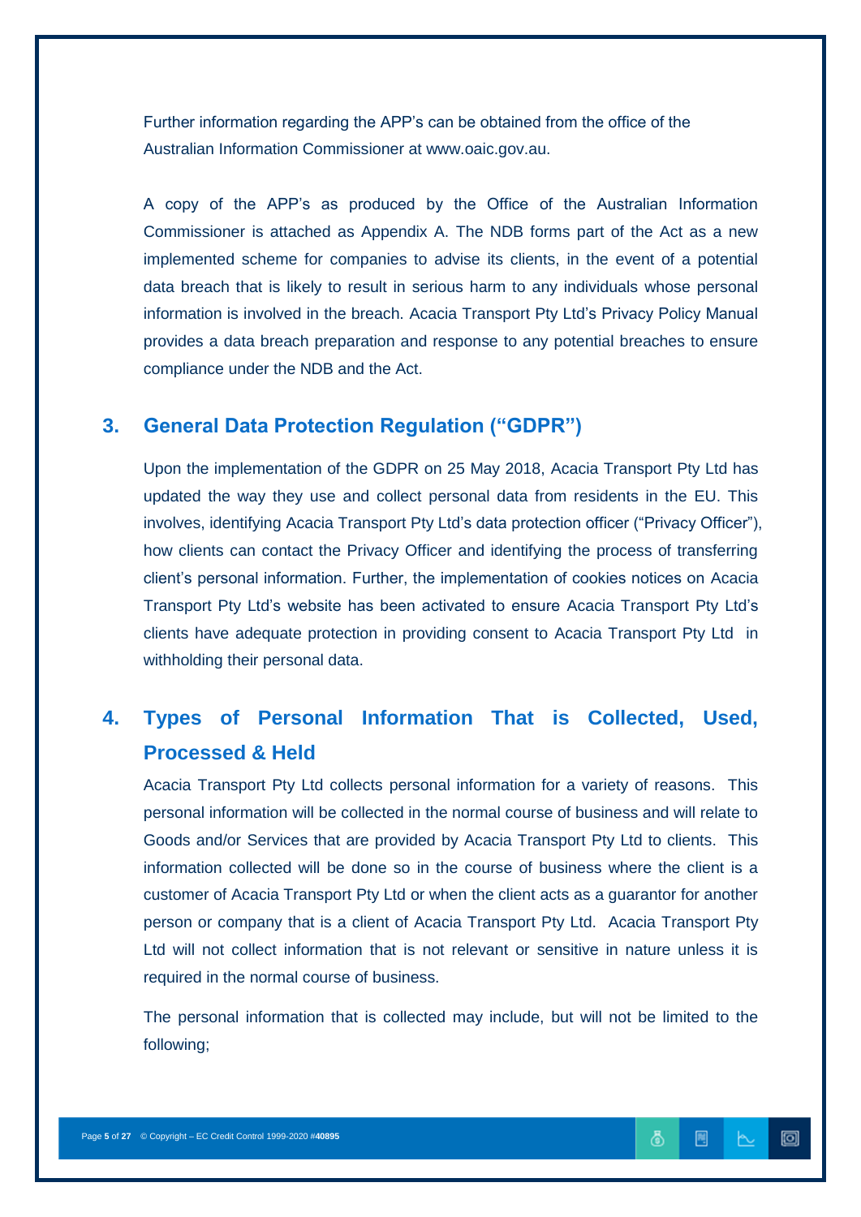Further information regarding the APP's can be obtained from the office of the Australian Information Commissioner at www.oaic.gov.au.

A copy of the APP's as produced by the Office of the Australian Information Commissioner is attached as Appendix A. The NDB forms part of the Act as a new implemented scheme for companies to advise its clients, in the event of a potential data breach that is likely to result in serious harm to any individuals whose personal information is involved in the breach. Acacia Transport Pty Ltd's Privacy Policy Manual provides a data breach preparation and response to any potential breaches to ensure compliance under the NDB and the Act.

## 3. General Data Protection Regulation ("GDPR")

Upon the implementation of the GDPR on 25 May 2018, Acacia Transport Pty Ltd has updated the way they use and collect personal data from residents in the EU. This involves, identifying Acacia Transport Pty Ltd's data protection officer ("Privacy Officer"), how clients can contact the Privacy Officer and identifying the process of transferring client's personal information. Further, the implementation of cookies notices on Acacia Transport Pty Ltd's website has been activated to ensure Acacia Transport Pty Ltd's clients have adequate protection in providing consent to Acacia Transport Pty Ltd in withholding their personal data.

## 4. Types of Personal Information That is Collected, Used, Processed & Held

Acacia Transport Pty Ltd collects personal information for a variety of reasons. This personal information will be collected in the normal course of business and will relate to Goods and/or Services that are provided by Acacia Transport Pty Ltd to clients. This information collected will be done so in the course of business where the client is a customer of Acacia Transport Pty Ltd or when the client acts as a guarantor for another person or company that is a client of Acacia Transport Pty Ltd. Acacia Transport Pty Ltd will not collect information that is not relevant or sensitive in nature unless it is required in the normal course of business.

The personal information that is collected may include, but will not be limited to the following;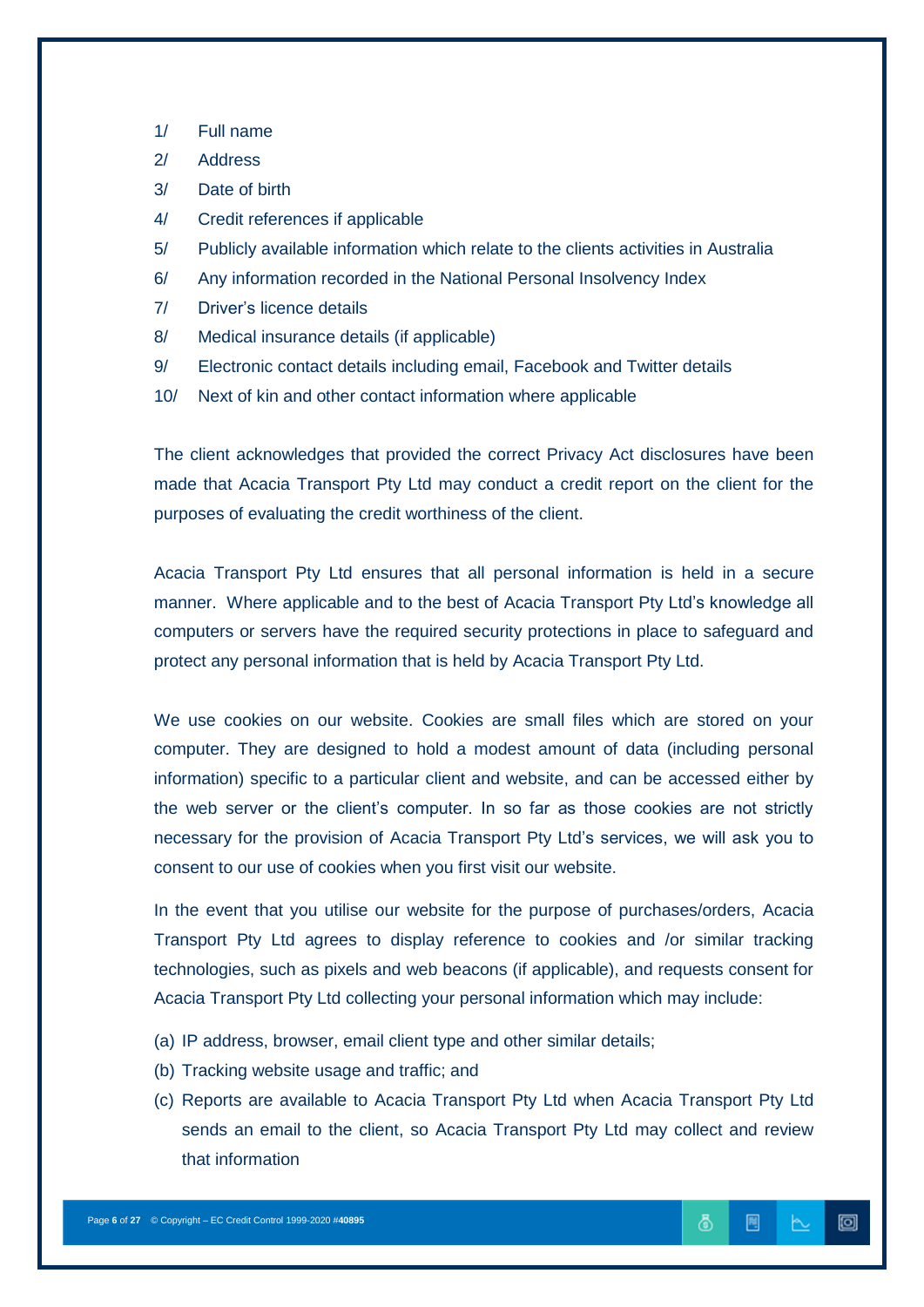1/ Full name

2/ Address

3/ Date of birth

4/ Credit references if applicable

5/ Publicly available information which relate to the clients activities in Australia

6/ Any information recorded in the National Personal Insolvency Index

7/ Driver's licence details

8/ Medical insurance details (if applicable)

9/ Electronic contact details including email, Facebook and Twitter details

10/ Next of kin and other contact information where applicable

The client acknowledges that provided the correct Privacy Act disclosures have been made that Acacia Transport Pty Ltd may conduct a credit report on the client for the purposes of evaluating the credit worthiness of the client.

Acacia Transport Pty Ltd ensures that all personal information is held in a secure manner. Where applicable and to the best of Acacia Transport Pty Ltd's knowledge all computers or servers have the required security protections in place to safeguard and protect any personal information that is held by Acacia Transport Pty Ltd.

We use cookies on our website. Cookies are small files which are stored on your computer. They are designed to hold a modest amount of data (including personal information) specific to a particular client and website, and can be accessed either by the web server or the client's computer. In so far as those cookies are not strictly necessary for the provision of Acacia Transport Pty Ltd's services, we will ask you to consent to our use of cookies when you first visit our website.

In the event that you utilise our website for the purpose of purchases/orders, Acacia Transport Pty Ltd agrees to display reference to cookies and /or similar tracking technologies, such as pixels and web beacons (if applicable), and requests consent for Acacia Transport Pty Ltd collecting your personal information which may include:

(a) IP address, browser, email client type and other similar details;
(b) Tracking website usage and traffic; and
(c) Reports are available to Acacia Transport Pty Ltd when Acacia Transport Pty Ltd sends an email to the client, so Acacia Transport Pty Ltd may collect and review that information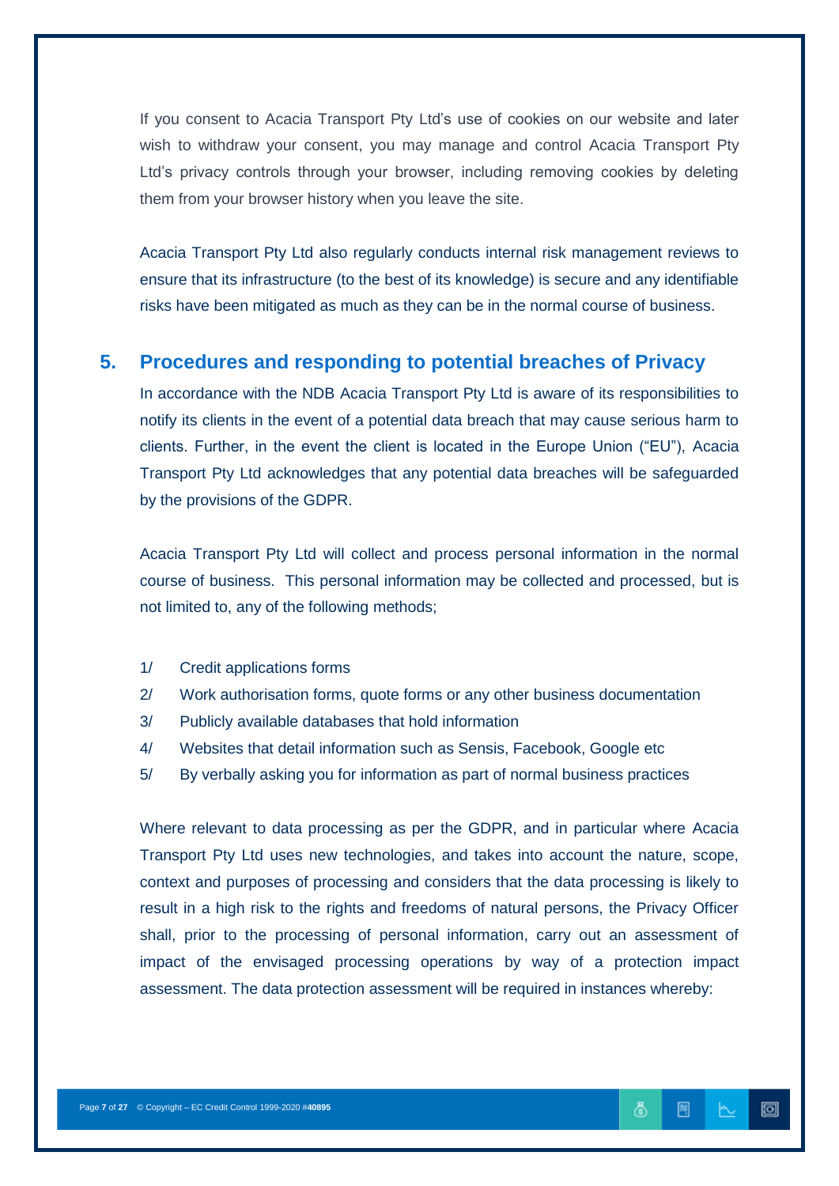If you consent to Acacia Transport Pty Ltd's use of cookies on our website and later wish to withdraw your consent, you may manage and control Acacia Transport Pty Ltd's privacy controls through your browser, including removing cookies by deleting them from your browser history when you leave the site.

Acacia Transport Pty Ltd also regularly conducts internal risk management reviews to ensure that its infrastructure (to the best of its knowledge) is secure and any identifiable risks have been mitigated as much as they can be in the normal course of business.

## 5. Procedures and responding to potential breaches of Privacy

In accordance with the NDB Acacia Transport Pty Ltd is aware of its responsibilities to notify its clients in the event of a potential data breach that may cause serious harm to clients. Further, in the event the client is located in the Europe Union ("EU"), Acacia Transport Pty Ltd acknowledges that any potential data breaches will be safeguarded by the provisions of the GDPR.

Acacia Transport Pty Ltd will collect and process personal information in the normal course of business. This personal information may be collected and processed, but is not limited to, any of the following methods;

1/ Credit applications forms
2/ Work authorisation forms, quote forms or any other business documentation
3/ Publicly available databases that hold information
4/ Websites that detail information such as Sensis, Facebook, Google etc
5/ By verbally asking you for information as part of normal business practices

Where relevant to data processing as per the GDPR, and in particular where Acacia Transport Pty Ltd uses new technologies, and takes into account the nature, scope, context and purposes of processing and considers that the data processing is likely to result in a high risk to the rights and freedoms of natural persons, the Privacy Officer shall, prior to the processing of personal information, carry out an assessment of impact of the envisaged processing operations by way of a protection impact assessment. The data protection assessment will be required in instances whereby: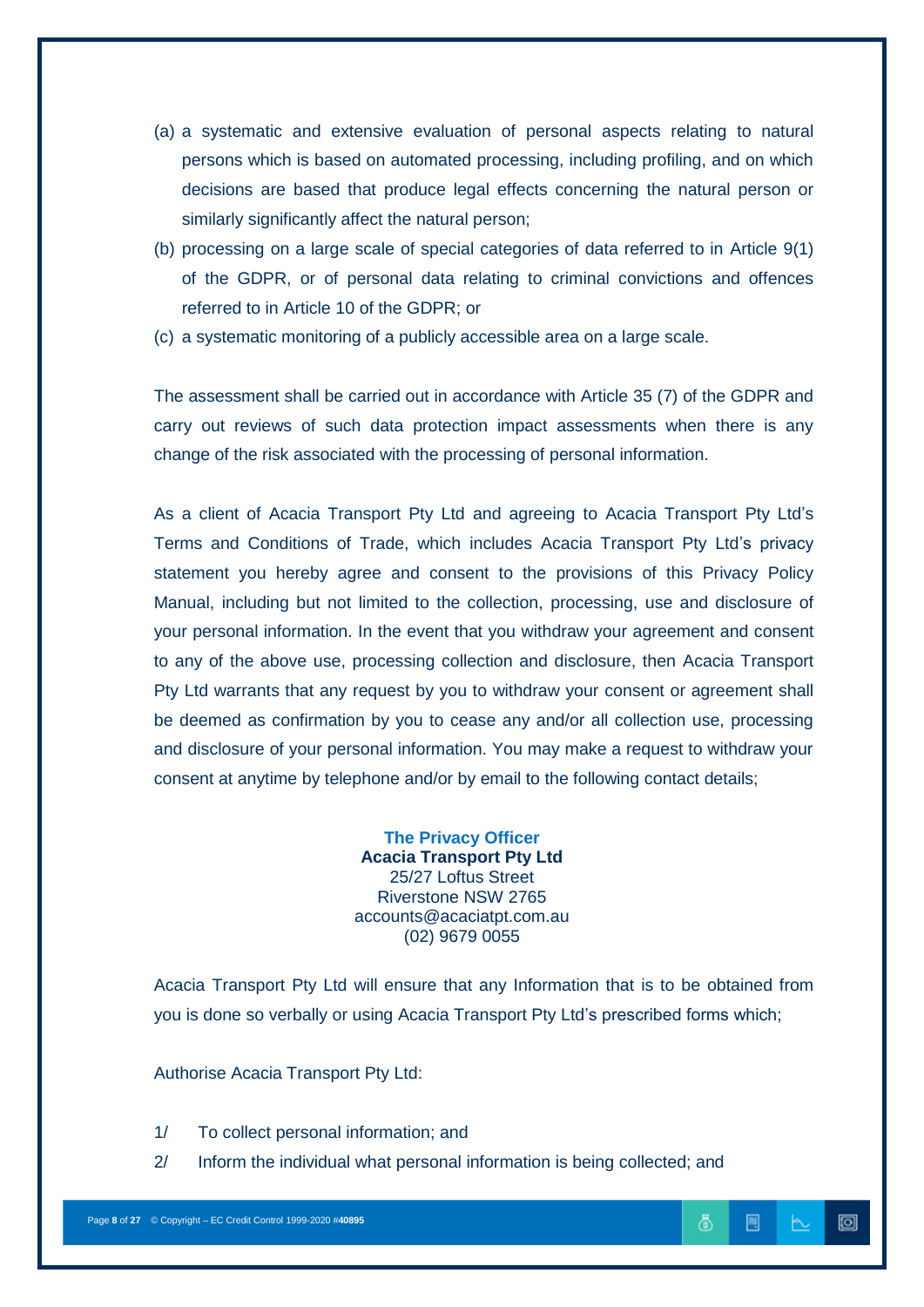(a) a systematic and extensive evaluation of personal aspects relating to natural persons which is based on automated processing, including profiling, and on which decisions are based that produce legal effects concerning the natural person or similarly significantly affect the natural person;

(b) processing on a large scale of special categories of data referred to in Article 9(1) of the GDPR, or of personal data relating to criminal convictions and offences referred to in Article 10 of the GDPR; or

(c) a systematic monitoring of a publicly accessible area on a large scale.

The assessment shall be carried out in accordance with Article 35 (7) of the GDPR and carry out reviews of such data protection impact assessments when there is any change of the risk associated with the processing of personal information.

As a client of Acacia Transport Pty Ltd and agreeing to Acacia Transport Pty Ltd's Terms and Conditions of Trade, which includes Acacia Transport Pty Ltd's privacy statement you hereby agree and consent to the provisions of this Privacy Policy Manual, including but not limited to the collection, processing, use and disclosure of your personal information. In the event that you withdraw your agreement and consent to any of the above use, processing collection and disclosure, then Acacia Transport Pty Ltd warrants that any request by you to withdraw your consent or agreement shall be deemed as confirmation by you to cease any and/or all collection use, processing and disclosure of your personal information. You may make a request to withdraw your consent at anytime by telephone and/or by email to the following contact details;

**The Privacy Officer**
**Acacia Transport Pty Ltd**
25/27 Loftus Street
Riverstone NSW 2765
accounts@acaciatpt.com.au
(02) 9679 0055

Acacia Transport Pty Ltd will ensure that any Information that is to be obtained from you is done so verbally or using Acacia Transport Pty Ltd's prescribed forms which;

Authorise Acacia Transport Pty Ltd:

1/ To collect personal information; and

2/ Inform the individual what personal information is being collected; and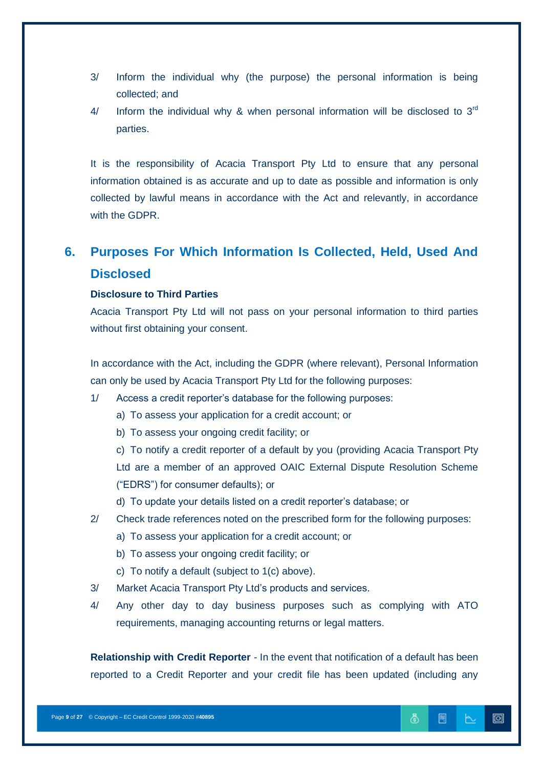3/ Inform the individual why (the purpose) the personal information is being collected; and

4/ Inform the individual why & when personal information will be disclosed to 3[rd] parties.

It is the responsibility of Acacia Transport Pty Ltd to ensure that any personal information obtained is as accurate and up to date as possible and information is only collected by lawful means in accordance with the Act and relevantly, in accordance with the GDPR.

## 6. Purposes For Which Information Is Collected, Held, Used And Disclosed

**Disclosure to Third Parties**

Acacia Transport Pty Ltd will not pass on your personal information to third parties without first obtaining your consent.

In accordance with the Act, including the GDPR (where relevant), Personal Information can only be used by Acacia Transport Pty Ltd for the following purposes:

1/ Access a credit reporter's database for the following purposes:

   a) To assess your application for a credit account; or

   b) To assess your ongoing credit facility; or

   c) To notify a credit reporter of a default by you (providing Acacia Transport Pty Ltd are a member of an approved OAIC External Dispute Resolution Scheme ("EDRS") for consumer defaults); or

   d) To update your details listed on a credit reporter's database; or

2/ Check trade references noted on the prescribed form for the following purposes:

   a) To assess your application for a credit account; or

   b) To assess your ongoing credit facility; or

   c) To notify a default (subject to 1(c) above).

3/ Market Acacia Transport Pty Ltd's products and services.

4/ Any other day to day business purposes such as complying with ATO requirements, managing accounting returns or legal matters.

**Relationship with Credit Reporter** - In the event that notification of a default has been reported to a Credit Reporter and your credit file has been updated (including any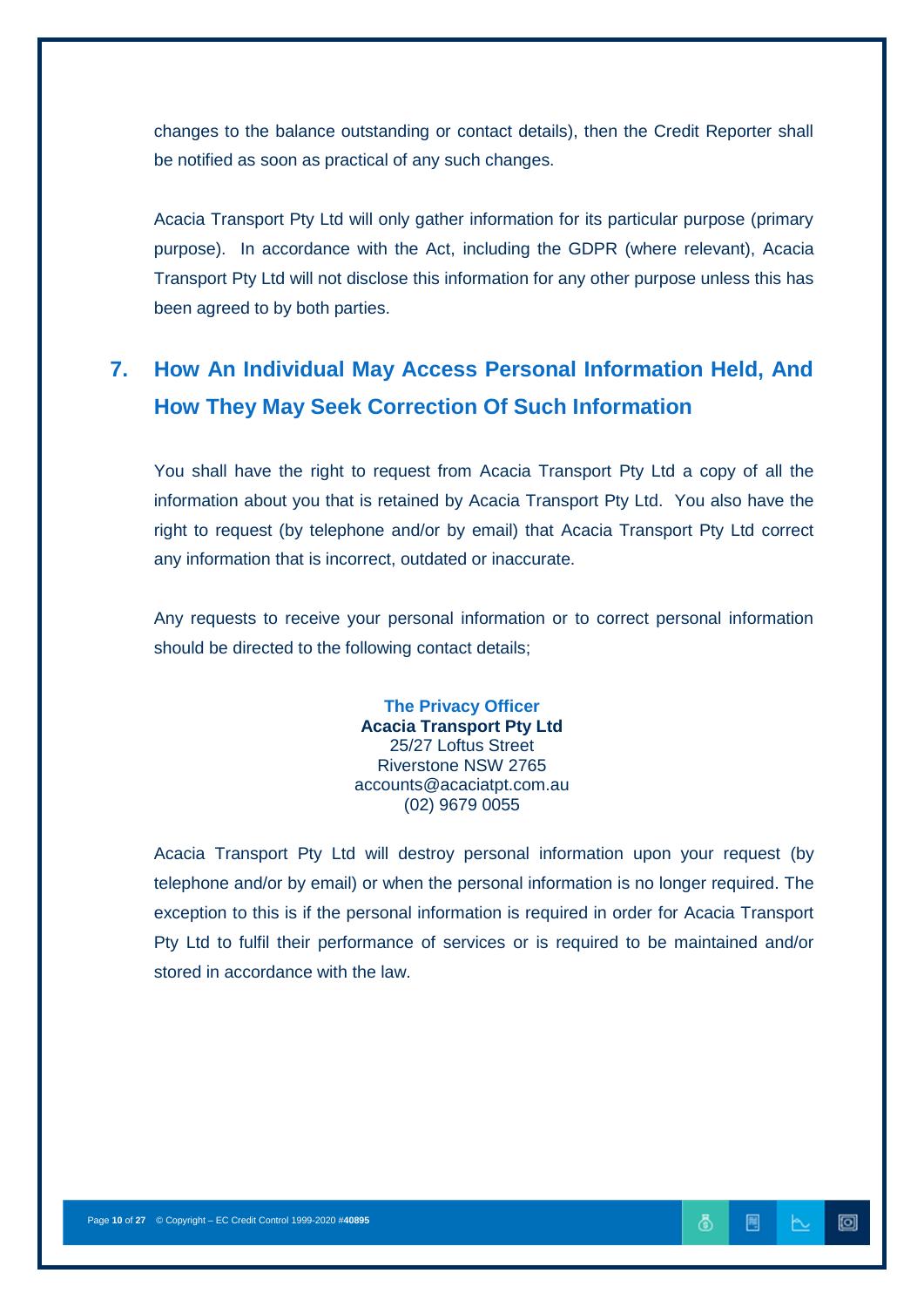changes to the balance outstanding or contact details), then the Credit Reporter shall be notified as soon as practical of any such changes.

Acacia Transport Pty Ltd will only gather information for its particular purpose (primary purpose). In accordance with the Act, including the GDPR (where relevant), Acacia Transport Pty Ltd will not disclose this information for any other purpose unless this has been agreed to by both parties.

## 7. How An Individual May Access Personal Information Held, And How They May Seek Correction Of Such Information

You shall have the right to request from Acacia Transport Pty Ltd a copy of all the information about you that is retained by Acacia Transport Pty Ltd. You also have the right to request (by telephone and/or by email) that Acacia Transport Pty Ltd correct any information that is incorrect, outdated or inaccurate.

Any requests to receive your personal information or to correct personal information should be directed to the following contact details;

**The Privacy Officer**
**Acacia Transport Pty Ltd**
25/27 Loftus Street
Riverstone NSW 2765
accounts@acaciatpt.com.au
(02) 9679 0055

Acacia Transport Pty Ltd will destroy personal information upon your request (by telephone and/or by email) or when the personal information is no longer required. The exception to this is if the personal information is required in order for Acacia Transport Pty Ltd to fulfil their performance of services or is required to be maintained and/or stored in accordance with the law.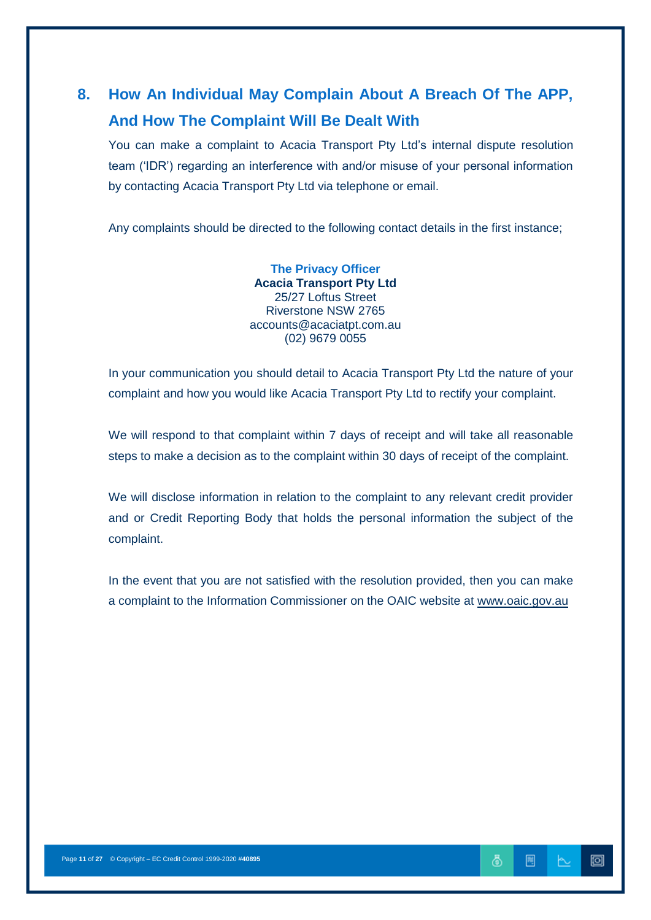## 8. How An Individual May Complain About A Breach Of The APP, And How The Complaint Will Be Dealt With

You can make a complaint to Acacia Transport Pty Ltd's internal dispute resolution team ('IDR') regarding an interference with and/or misuse of your personal information by contacting Acacia Transport Pty Ltd via telephone or email.

Any complaints should be directed to the following contact details in the first instance;

**The Privacy Officer**
**Acacia Transport Pty Ltd**
25/27 Loftus Street
Riverstone NSW 2765
accounts@acaciatpt.com.au
(02) 9679 0055

In your communication you should detail to Acacia Transport Pty Ltd the nature of your complaint and how you would like Acacia Transport Pty Ltd to rectify your complaint.

We will respond to that complaint within 7 days of receipt and will take all reasonable steps to make a decision as to the complaint within 30 days of receipt of the complaint.

We will disclose information in relation to the complaint to any relevant credit provider and or Credit Reporting Body that holds the personal information the subject of the complaint.

In the event that you are not satisfied with the resolution provided, then you can make a complaint to the Information Commissioner on the OAIC website at www.oaic.gov.au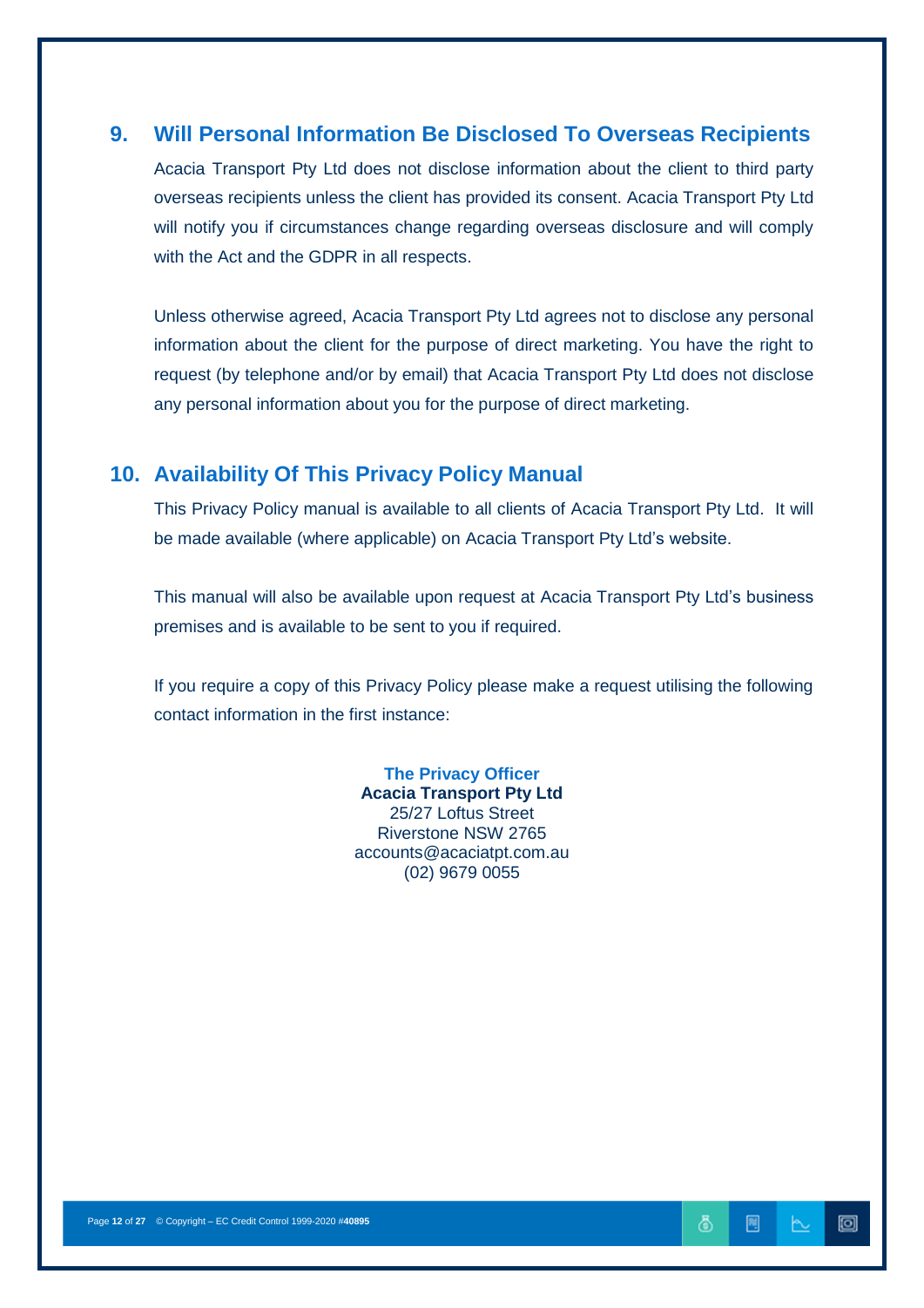## 9. Will Personal Information Be Disclosed To Overseas Recipients

Acacia Transport Pty Ltd does not disclose information about the client to third party overseas recipients unless the client has provided its consent. Acacia Transport Pty Ltd will notify you if circumstances change regarding overseas disclosure and will comply with the Act and the GDPR in all respects.

Unless otherwise agreed, Acacia Transport Pty Ltd agrees not to disclose any personal information about the client for the purpose of direct marketing. You have the right to request (by telephone and/or by email) that Acacia Transport Pty Ltd does not disclose any personal information about you for the purpose of direct marketing.

## 10. Availability Of This Privacy Policy Manual

This Privacy Policy manual is available to all clients of Acacia Transport Pty Ltd. It will be made available (where applicable) on Acacia Transport Pty Ltd's website.

This manual will also be available upon request at Acacia Transport Pty Ltd's business premises and is available to be sent to you if required.

If you require a copy of this Privacy Policy please make a request utilising the following contact information in the first instance:

**The Privacy Officer**
**Acacia Transport Pty Ltd**
25/27 Loftus Street
Riverstone NSW 2765
accounts@acaciatpt.com.au
(02) 9679 0055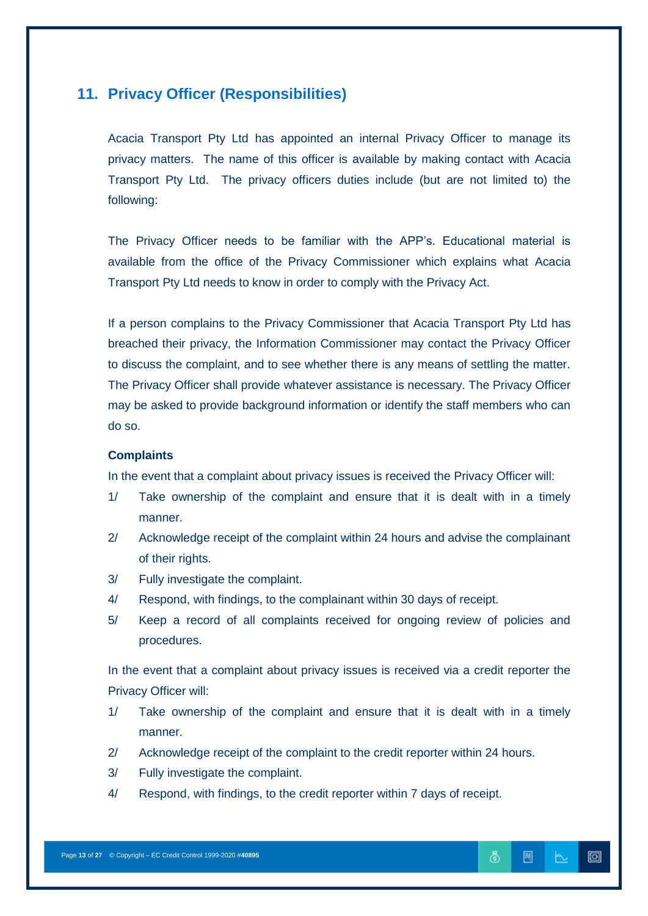## 11. Privacy Officer (Responsibilities)

Acacia Transport Pty Ltd has appointed an internal Privacy Officer to manage its privacy matters. The name of this officer is available by making contact with Acacia Transport Pty Ltd. The privacy officers duties include (but are not limited to) the following:

The Privacy Officer needs to be familiar with the APP's. Educational material is available from the office of the Privacy Commissioner which explains what Acacia Transport Pty Ltd needs to know in order to comply with the Privacy Act.

If a person complains to the Privacy Commissioner that Acacia Transport Pty Ltd has breached their privacy, the Information Commissioner may contact the Privacy Officer to discuss the complaint, and to see whether there is any means of settling the matter. The Privacy Officer shall provide whatever assistance is necessary. The Privacy Officer may be asked to provide background information or identify the staff members who can do so.

**Complaints**

In the event that a complaint about privacy issues is received the Privacy Officer will:

1/ Take ownership of the complaint and ensure that it is dealt with in a timely manner.

2/ Acknowledge receipt of the complaint within 24 hours and advise the complainant of their rights.

3/ Fully investigate the complaint.

4/ Respond, with findings, to the complainant within 30 days of receipt.

5/ Keep a record of all complaints received for ongoing review of policies and procedures.

In the event that a complaint about privacy issues is received via a credit reporter the Privacy Officer will:

1/ Take ownership of the complaint and ensure that it is dealt with in a timely manner.

2/ Acknowledge receipt of the complaint to the credit reporter within 24 hours.

3/ Fully investigate the complaint.

4/ Respond, with findings, to the credit reporter within 7 days of receipt.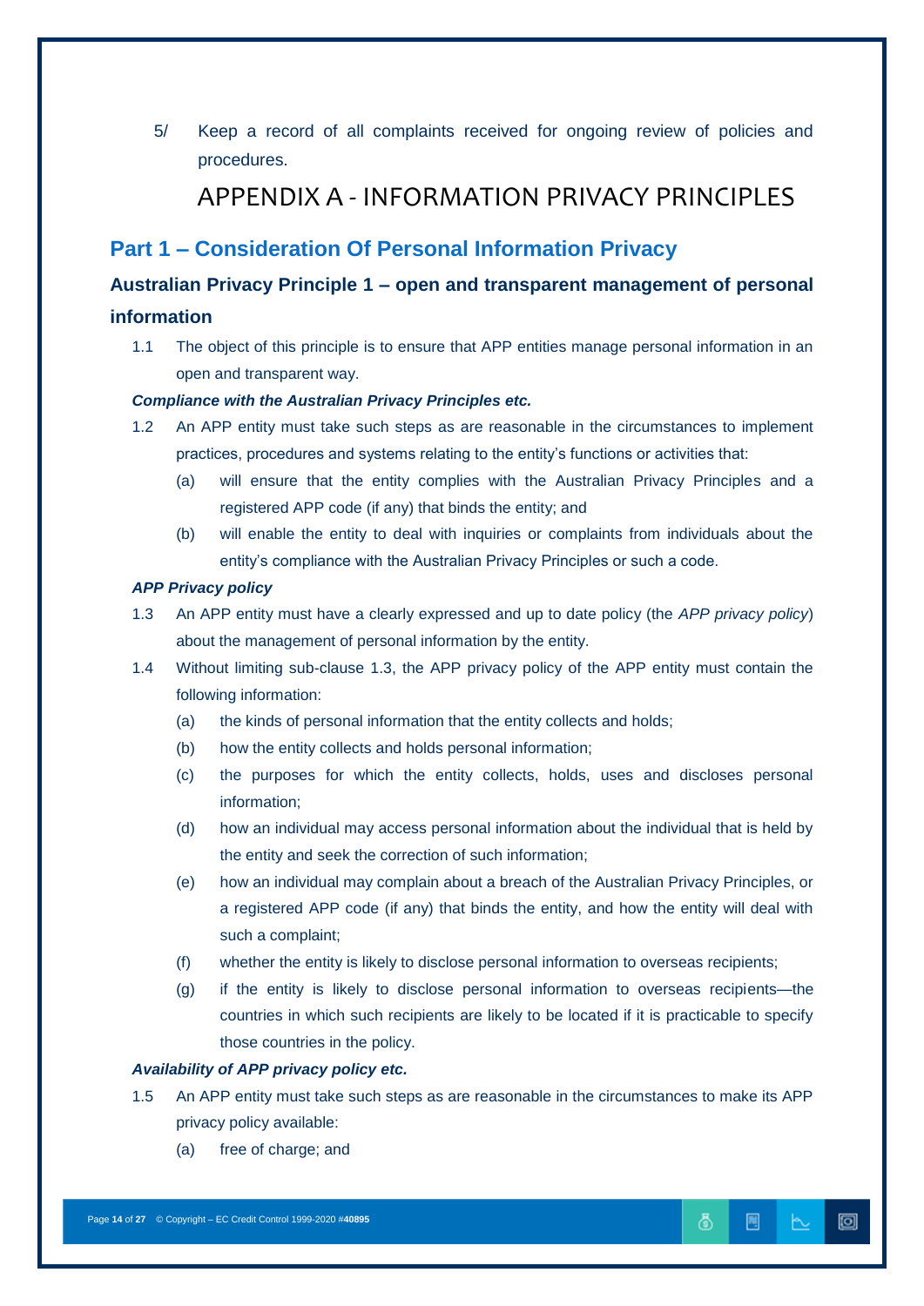5/ Keep a record of all complaints received for ongoing review of policies and procedures.

# APPENDIX A - INFORMATION PRIVACY PRINCIPLES

## Part 1 – Consideration Of Personal Information Privacy

### Australian Privacy Principle 1 – open and transparent management of personal information

1.1 The object of this principle is to ensure that APP entities manage personal information in an open and transparent way.

***Compliance with the Australian Privacy Principles etc.***

1.2 An APP entity must take such steps as are reasonable in the circumstances to implement practices, procedures and systems relating to the entity's functions or activities that:

(a) will ensure that the entity complies with the Australian Privacy Principles and a registered APP code (if any) that binds the entity; and

(b) will enable the entity to deal with inquiries or complaints from individuals about the entity's compliance with the Australian Privacy Principles or such a code.

***APP Privacy policy***

1.3 An APP entity must have a clearly expressed and up to date policy (the *APP privacy policy*) about the management of personal information by the entity.

1.4 Without limiting sub-clause 1.3, the APP privacy policy of the APP entity must contain the following information:

(a) the kinds of personal information that the entity collects and holds;

(b) how the entity collects and holds personal information;

(c) the purposes for which the entity collects, holds, uses and discloses personal information;

(d) how an individual may access personal information about the individual that is held by the entity and seek the correction of such information;

(e) how an individual may complain about a breach of the Australian Privacy Principles, or a registered APP code (if any) that binds the entity, and how the entity will deal with such a complaint;

(f) whether the entity is likely to disclose personal information to overseas recipients;

(g) if the entity is likely to disclose personal information to overseas recipients—the countries in which such recipients are likely to be located if it is practicable to specify those countries in the policy.

***Availability of APP privacy policy etc.***

1.5 An APP entity must take such steps as are reasonable in the circumstances to make its APP privacy policy available:

(a) free of charge; and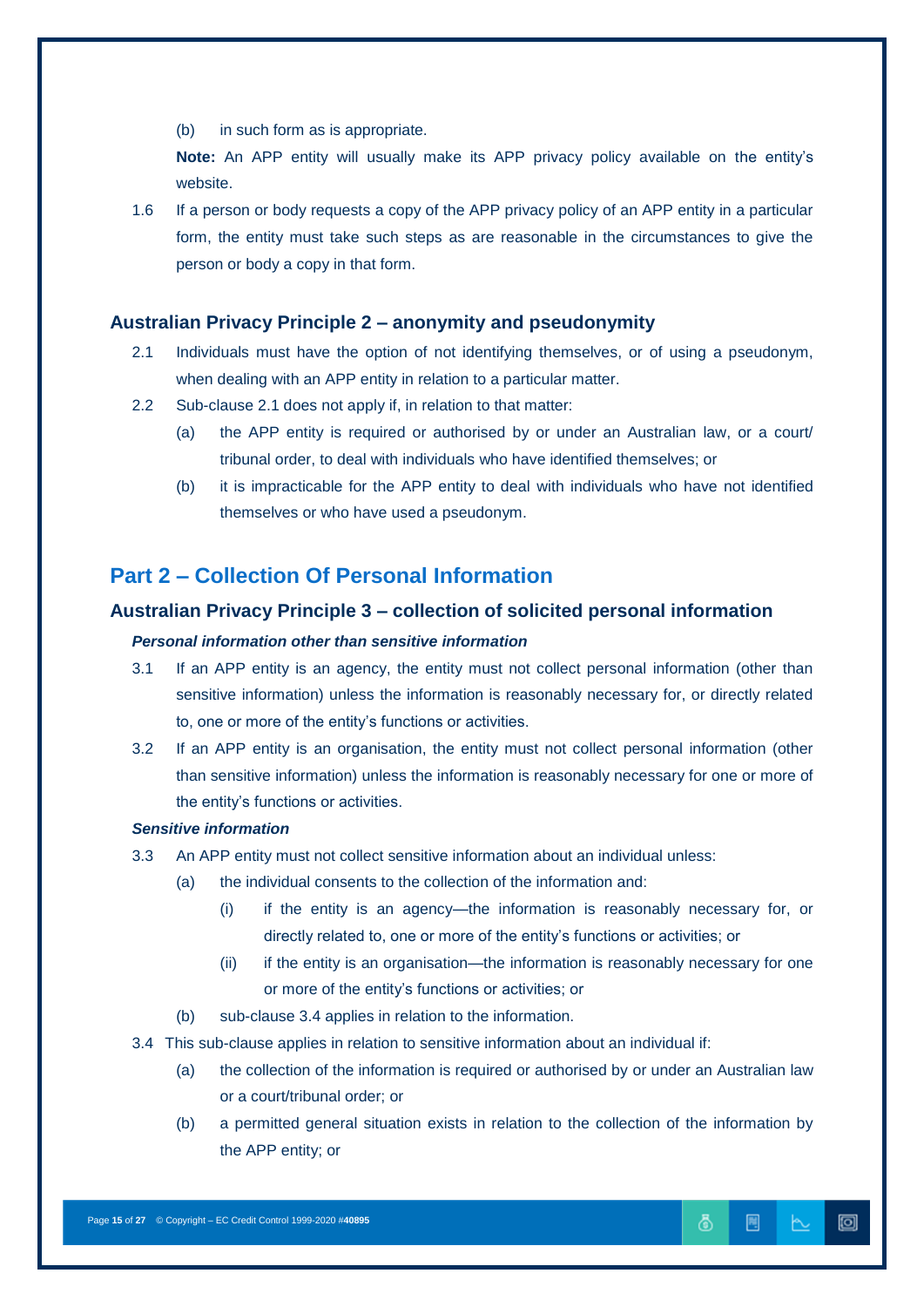(b) in such form as is appropriate.

**Note:** An APP entity will usually make its APP privacy policy available on the entity's website.

1.6 If a person or body requests a copy of the APP privacy policy of an APP entity in a particular form, the entity must take such steps as are reasonable in the circumstances to give the person or body a copy in that form.

### Australian Privacy Principle 2 – anonymity and pseudonymity

2.1 Individuals must have the option of not identifying themselves, or of using a pseudonym, when dealing with an APP entity in relation to a particular matter.

2.2 Sub-clause 2.1 does not apply if, in relation to that matter:

(a) the APP entity is required or authorised by or under an Australian law, or a court/ tribunal order, to deal with individuals who have identified themselves; or

(b) it is impracticable for the APP entity to deal with individuals who have not identified themselves or who have used a pseudonym.

## Part 2 – Collection Of Personal Information

### Australian Privacy Principle 3 – collection of solicited personal information

***Personal information other than sensitive information***

3.1 If an APP entity is an agency, the entity must not collect personal information (other than sensitive information) unless the information is reasonably necessary for, or directly related to, one or more of the entity's functions or activities.

3.2 If an APP entity is an organisation, the entity must not collect personal information (other than sensitive information) unless the information is reasonably necessary for one or more of the entity's functions or activities.

***Sensitive information***

3.3 An APP entity must not collect sensitive information about an individual unless:

(a) the individual consents to the collection of the information and:

(i) if the entity is an agency—the information is reasonably necessary for, or directly related to, one or more of the entity's functions or activities; or

(ii) if the entity is an organisation—the information is reasonably necessary for one or more of the entity's functions or activities; or

(b) sub-clause 3.4 applies in relation to the information.

3.4 This sub-clause applies in relation to sensitive information about an individual if:

(a) the collection of the information is required or authorised by or under an Australian law or a court/tribunal order; or

(b) a permitted general situation exists in relation to the collection of the information by the APP entity; or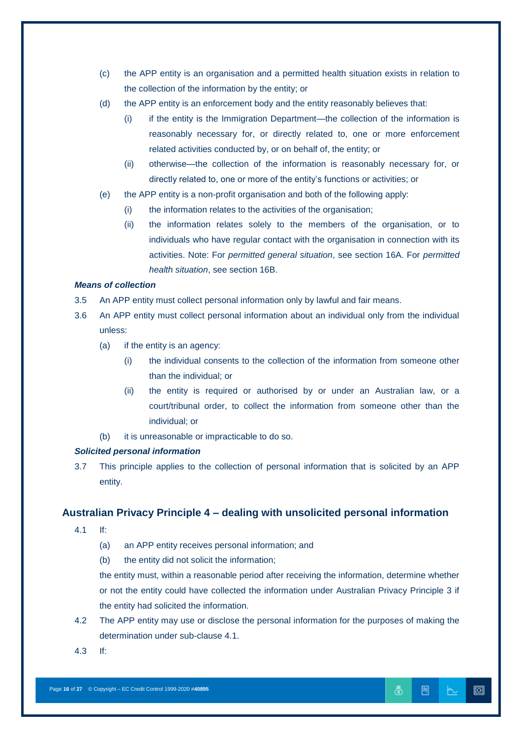(c) the APP entity is an organisation and a permitted health situation exists in relation to the collection of the information by the entity; or

(d) the APP entity is an enforcement body and the entity reasonably believes that:

 (i) if the entity is the Immigration Department—the collection of the information is reasonably necessary for, or directly related to, one or more enforcement related activities conducted by, or on behalf of, the entity; or

 (ii) otherwise—the collection of the information is reasonably necessary for, or directly related to, one or more of the entity's functions or activities; or

(e) the APP entity is a non-profit organisation and both of the following apply:

 (i) the information relates to the activities of the organisation;

 (ii) the information relates solely to the members of the organisation, or to individuals who have regular contact with the organisation in connection with its activities. Note: For *permitted general situation*, see section 16A. For *permitted health situation*, see section 16B.

***Means of collection***

3.5 An APP entity must collect personal information only by lawful and fair means.

3.6 An APP entity must collect personal information about an individual only from the individual unless:

(a) if the entity is an agency:

 (i) the individual consents to the collection of the information from someone other than the individual; or

 (ii) the entity is required or authorised by or under an Australian law, or a court/tribunal order, to collect the information from someone other than the individual; or

(b) it is unreasonable or impracticable to do so.

***Solicited personal information***

3.7 This principle applies to the collection of personal information that is solicited by an APP entity.

## Australian Privacy Principle 4 – dealing with unsolicited personal information

4.1 If:

(a) an APP entity receives personal information; and

(b) the entity did not solicit the information;

the entity must, within a reasonable period after receiving the information, determine whether or not the entity could have collected the information under Australian Privacy Principle 3 if the entity had solicited the information.

4.2 The APP entity may use or disclose the personal information for the purposes of making the determination under sub-clause 4.1.

4.3 If: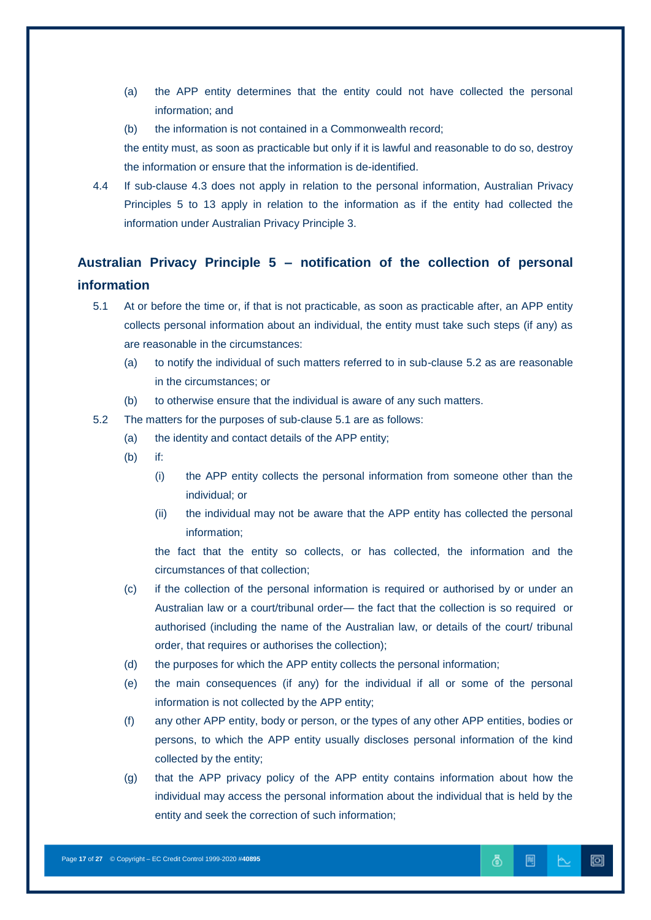(a) the APP entity determines that the entity could not have collected the personal information; and

(b) the information is not contained in a Commonwealth record;

the entity must, as soon as practicable but only if it is lawful and reasonable to do so, destroy the information or ensure that the information is de-identified.

4.4 If sub-clause 4.3 does not apply in relation to the personal information, Australian Privacy Principles 5 to 13 apply in relation to the information as if the entity had collected the information under Australian Privacy Principle 3.

## Australian Privacy Principle 5 – notification of the collection of personal information

5.1 At or before the time or, if that is not practicable, as soon as practicable after, an APP entity collects personal information about an individual, the entity must take such steps (if any) as are reasonable in the circumstances:

(a) to notify the individual of such matters referred to in sub-clause 5.2 as are reasonable in the circumstances; or

(b) to otherwise ensure that the individual is aware of any such matters.

5.2 The matters for the purposes of sub-clause 5.1 are as follows:

(a) the identity and contact details of the APP entity;

(b) if:

(i) the APP entity collects the personal information from someone other than the individual; or

(ii) the individual may not be aware that the APP entity has collected the personal information;

the fact that the entity so collects, or has collected, the information and the circumstances of that collection;

(c) if the collection of the personal information is required or authorised by or under an Australian law or a court/tribunal order— the fact that the collection is so required or authorised (including the name of the Australian law, or details of the court/ tribunal order, that requires or authorises the collection);

(d) the purposes for which the APP entity collects the personal information;

(e) the main consequences (if any) for the individual if all or some of the personal information is not collected by the APP entity;

(f) any other APP entity, body or person, or the types of any other APP entities, bodies or persons, to which the APP entity usually discloses personal information of the kind collected by the entity;

(g) that the APP privacy policy of the APP entity contains information about how the individual may access the personal information about the individual that is held by the entity and seek the correction of such information;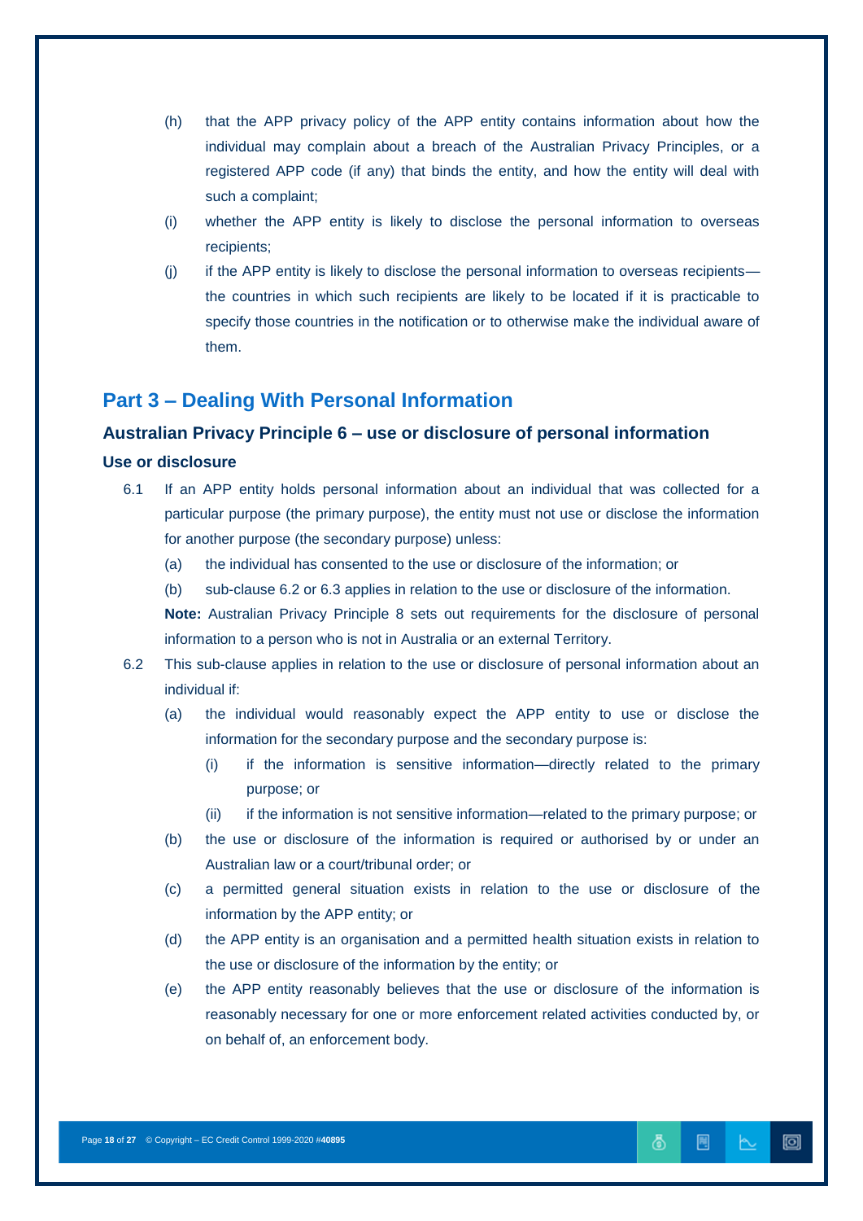(h) that the APP privacy policy of the APP entity contains information about how the individual may complain about a breach of the Australian Privacy Principles, or a registered APP code (if any) that binds the entity, and how the entity will deal with such a complaint;

(i) whether the APP entity is likely to disclose the personal information to overseas recipients;

(j) if the APP entity is likely to disclose the personal information to overseas recipients—the countries in which such recipients are likely to be located if it is practicable to specify those countries in the notification or to otherwise make the individual aware of them.

## Part 3 – Dealing With Personal Information

### Australian Privacy Principle 6 – use or disclosure of personal information

#### Use or disclosure

6.1 If an APP entity holds personal information about an individual that was collected for a particular purpose (the primary purpose), the entity must not use or disclose the information for another purpose (the secondary purpose) unless:

(a) the individual has consented to the use or disclosure of the information; or

(b) sub-clause 6.2 or 6.3 applies in relation to the use or disclosure of the information.

**Note:** Australian Privacy Principle 8 sets out requirements for the disclosure of personal information to a person who is not in Australia or an external Territory.

6.2 This sub-clause applies in relation to the use or disclosure of personal information about an individual if:

(a) the individual would reasonably expect the APP entity to use or disclose the information for the secondary purpose and the secondary purpose is:

(i) if the information is sensitive information—directly related to the primary purpose; or

(ii) if the information is not sensitive information—related to the primary purpose; or

(b) the use or disclosure of the information is required or authorised by or under an Australian law or a court/tribunal order; or

(c) a permitted general situation exists in relation to the use or disclosure of the information by the APP entity; or

(d) the APP entity is an organisation and a permitted health situation exists in relation to the use or disclosure of the information by the entity; or

(e) the APP entity reasonably believes that the use or disclosure of the information is reasonably necessary for one or more enforcement related activities conducted by, or on behalf of, an enforcement body.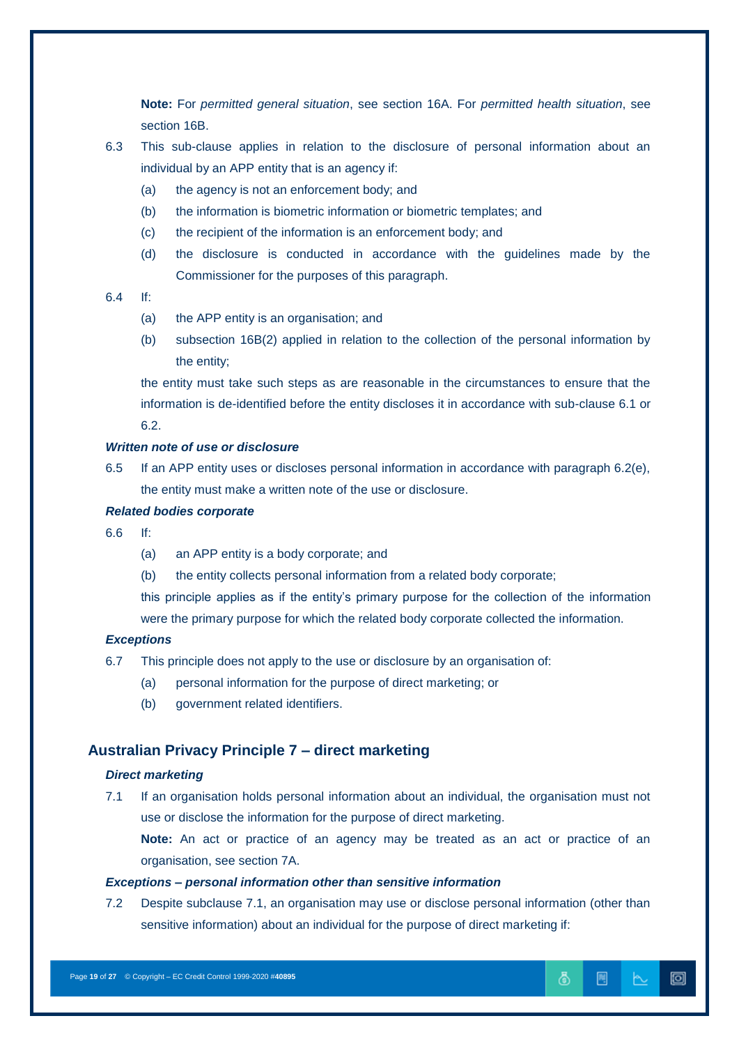**Note:** For *permitted general situation*, see section 16A. For *permitted health situation*, see section 16B.

6.3 This sub-clause applies in relation to the disclosure of personal information about an individual by an APP entity that is an agency if:

(a) the agency is not an enforcement body; and

(b) the information is biometric information or biometric templates; and

(c) the recipient of the information is an enforcement body; and

(d) the disclosure is conducted in accordance with the guidelines made by the Commissioner for the purposes of this paragraph.

6.4 If:

(a) the APP entity is an organisation; and

(b) subsection 16B(2) applied in relation to the collection of the personal information by the entity;

the entity must take such steps as are reasonable in the circumstances to ensure that the information is de-identified before the entity discloses it in accordance with sub-clause 6.1 or 6.2.

***Written note of use or disclosure***

6.5 If an APP entity uses or discloses personal information in accordance with paragraph 6.2(e), the entity must make a written note of the use or disclosure.

***Related bodies corporate***

6.6 If:

(a) an APP entity is a body corporate; and

(b) the entity collects personal information from a related body corporate;

this principle applies as if the entity's primary purpose for the collection of the information were the primary purpose for which the related body corporate collected the information.

***Exceptions***

6.7 This principle does not apply to the use or disclosure by an organisation of:

(a) personal information for the purpose of direct marketing; or

(b) government related identifiers.

## Australian Privacy Principle 7 – direct marketing

***Direct marketing***

7.1 If an organisation holds personal information about an individual, the organisation must not use or disclose the information for the purpose of direct marketing.

**Note:** An act or practice of an agency may be treated as an act or practice of an organisation, see section 7A.

***Exceptions – personal information other than sensitive information***

7.2 Despite subclause 7.1, an organisation may use or disclose personal information (other than sensitive information) about an individual for the purpose of direct marketing if: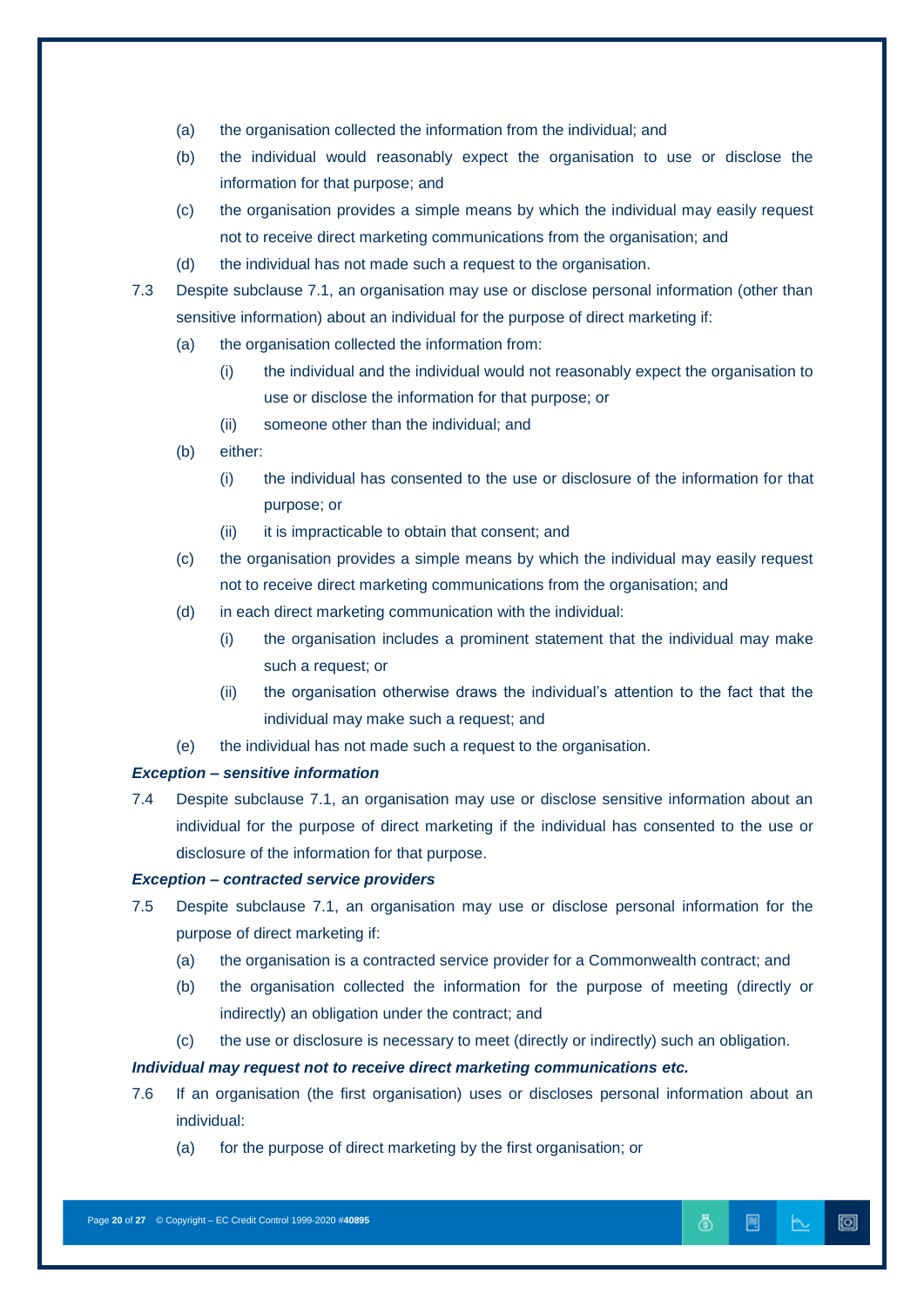(a) the organisation collected the information from the individual; and

(b) the individual would reasonably expect the organisation to use or disclose the information for that purpose; and

(c) the organisation provides a simple means by which the individual may easily request not to receive direct marketing communications from the organisation; and

(d) the individual has not made such a request to the organisation.

7.3 Despite subclause 7.1, an organisation may use or disclose personal information (other than sensitive information) about an individual for the purpose of direct marketing if:

(a) the organisation collected the information from:

(i) the individual and the individual would not reasonably expect the organisation to use or disclose the information for that purpose; or

(ii) someone other than the individual; and

(b) either:

(i) the individual has consented to the use or disclosure of the information for that purpose; or

(ii) it is impracticable to obtain that consent; and

(c) the organisation provides a simple means by which the individual may easily request not to receive direct marketing communications from the organisation; and

(d) in each direct marketing communication with the individual:

(i) the organisation includes a prominent statement that the individual may make such a request; or

(ii) the organisation otherwise draws the individual's attention to the fact that the individual may make such a request; and

(e) the individual has not made such a request to the organisation.

***Exception – sensitive information***

7.4 Despite subclause 7.1, an organisation may use or disclose sensitive information about an individual for the purpose of direct marketing if the individual has consented to the use or disclosure of the information for that purpose.

***Exception – contracted service providers***

7.5 Despite subclause 7.1, an organisation may use or disclose personal information for the purpose of direct marketing if:

(a) the organisation is a contracted service provider for a Commonwealth contract; and

(b) the organisation collected the information for the purpose of meeting (directly or indirectly) an obligation under the contract; and

(c) the use or disclosure is necessary to meet (directly or indirectly) such an obligation.

***Individual may request not to receive direct marketing communications etc.***

7.6 If an organisation (the first organisation) uses or discloses personal information about an individual:

(a) for the purpose of direct marketing by the first organisation; or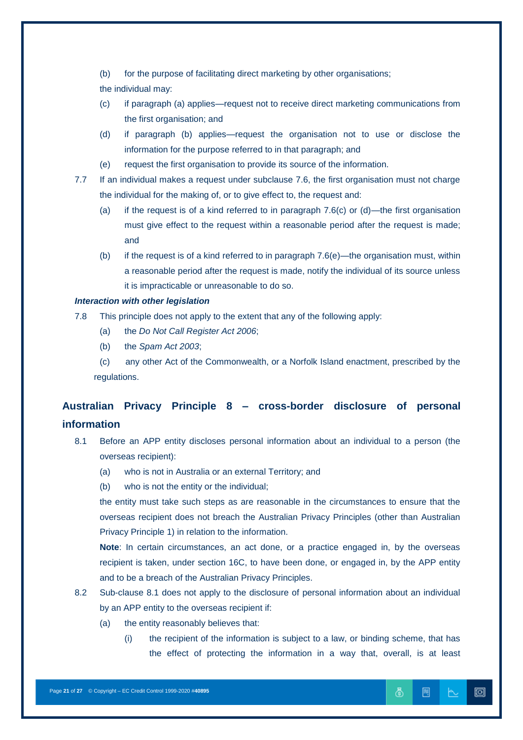(b) for the purpose of facilitating direct marketing by other organisations;

the individual may:

(c) if paragraph (a) applies—request not to receive direct marketing communications from the first organisation; and

(d) if paragraph (b) applies—request the organisation not to use or disclose the information for the purpose referred to in that paragraph; and

(e) request the first organisation to provide its source of the information.

7.7 If an individual makes a request under subclause 7.6, the first organisation must not charge the individual for the making of, or to give effect to, the request and:

(a) if the request is of a kind referred to in paragraph 7.6(c) or (d)—the first organisation must give effect to the request within a reasonable period after the request is made; and

(b) if the request is of a kind referred to in paragraph 7.6(e)—the organisation must, within a reasonable period after the request is made, notify the individual of its source unless it is impracticable or unreasonable to do so.

***Interaction with other legislation***

7.8 This principle does not apply to the extent that any of the following apply:

(a) the *Do Not Call Register Act 2006*;

(b) the *Spam Act 2003*;

(c) any other Act of the Commonwealth, or a Norfolk Island enactment, prescribed by the regulations.

## Australian Privacy Principle 8 – cross-border disclosure of personal information

8.1 Before an APP entity discloses personal information about an individual to a person (the overseas recipient):

(a) who is not in Australia or an external Territory; and

(b) who is not the entity or the individual;

the entity must take such steps as are reasonable in the circumstances to ensure that the overseas recipient does not breach the Australian Privacy Principles (other than Australian Privacy Principle 1) in relation to the information.

**Note**: In certain circumstances, an act done, or a practice engaged in, by the overseas recipient is taken, under section 16C, to have been done, or engaged in, by the APP entity and to be a breach of the Australian Privacy Principles.

8.2 Sub-clause 8.1 does not apply to the disclosure of personal information about an individual by an APP entity to the overseas recipient if:

(a) the entity reasonably believes that:

(i) the recipient of the information is subject to a law, or binding scheme, that has the effect of protecting the information in a way that, overall, is at least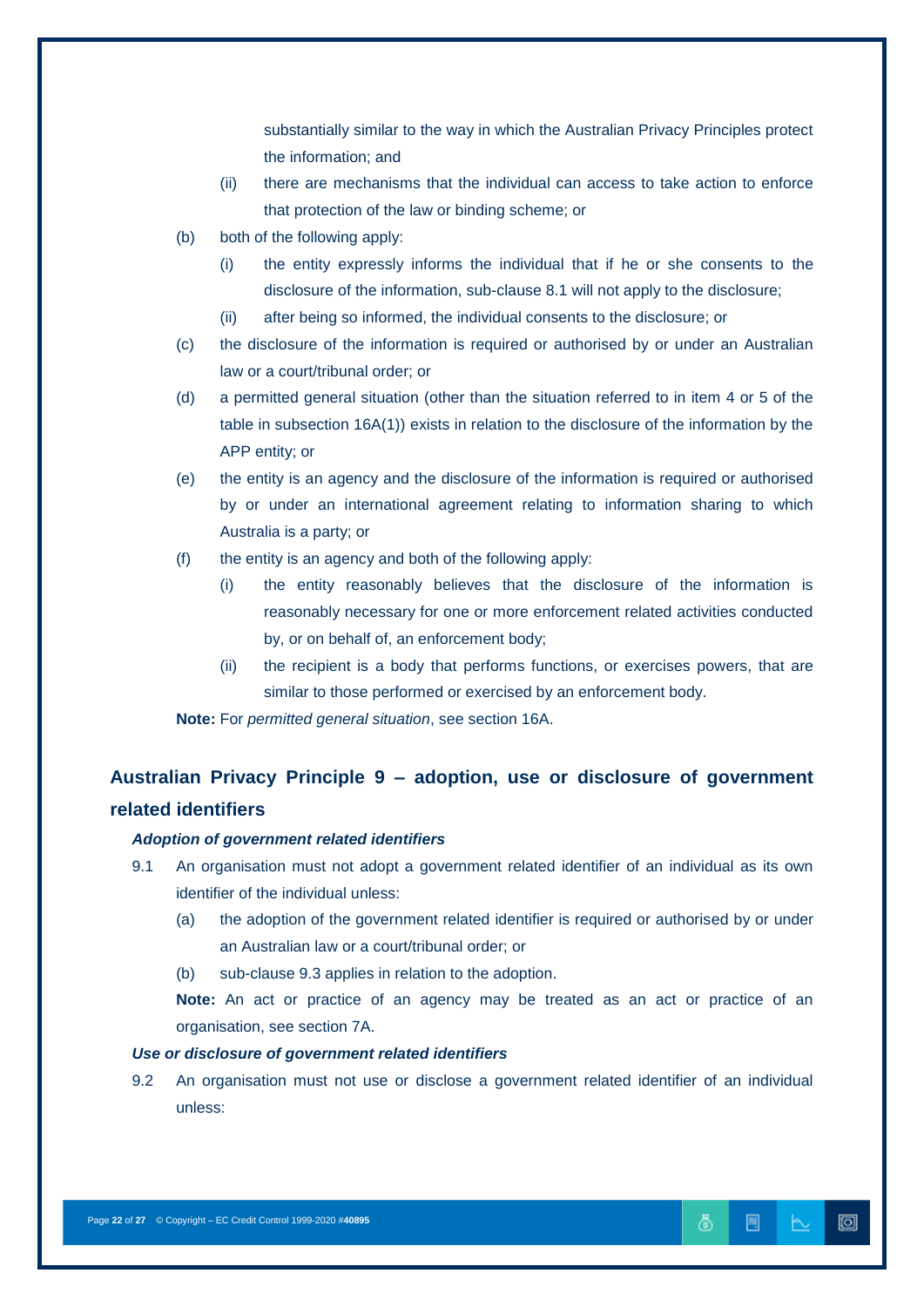substantially similar to the way in which the Australian Privacy Principles protect the information; and

   (ii) there are mechanisms that the individual can access to take action to enforce that protection of the law or binding scheme; or

(b) both of the following apply:

   (i) the entity expressly informs the individual that if he or she consents to the disclosure of the information, sub-clause 8.1 will not apply to the disclosure;

   (ii) after being so informed, the individual consents to the disclosure; or

(c) the disclosure of the information is required or authorised by or under an Australian law or a court/tribunal order; or

(d) a permitted general situation (other than the situation referred to in item 4 or 5 of the table in subsection 16A(1)) exists in relation to the disclosure of the information by the APP entity; or

(e) the entity is an agency and the disclosure of the information is required or authorised by or under an international agreement relating to information sharing to which Australia is a party; or

(f) the entity is an agency and both of the following apply:

   (i) the entity reasonably believes that the disclosure of the information is reasonably necessary for one or more enforcement related activities conducted by, or on behalf of, an enforcement body;

   (ii) the recipient is a body that performs functions, or exercises powers, that are similar to those performed or exercised by an enforcement body.

**Note:** For *permitted general situation*, see section 16A.

## Australian Privacy Principle 9 – adoption, use or disclosure of government related identifiers

### *Adoption of government related identifiers*

9.1 An organisation must not adopt a government related identifier of an individual as its own identifier of the individual unless:

   (a) the adoption of the government related identifier is required or authorised by or under an Australian law or a court/tribunal order; or

   (b) sub-clause 9.3 applies in relation to the adoption.

   **Note:** An act or practice of an agency may be treated as an act or practice of an organisation, see section 7A.

### *Use or disclosure of government related identifiers*

9.2 An organisation must not use or disclose a government related identifier of an individual unless: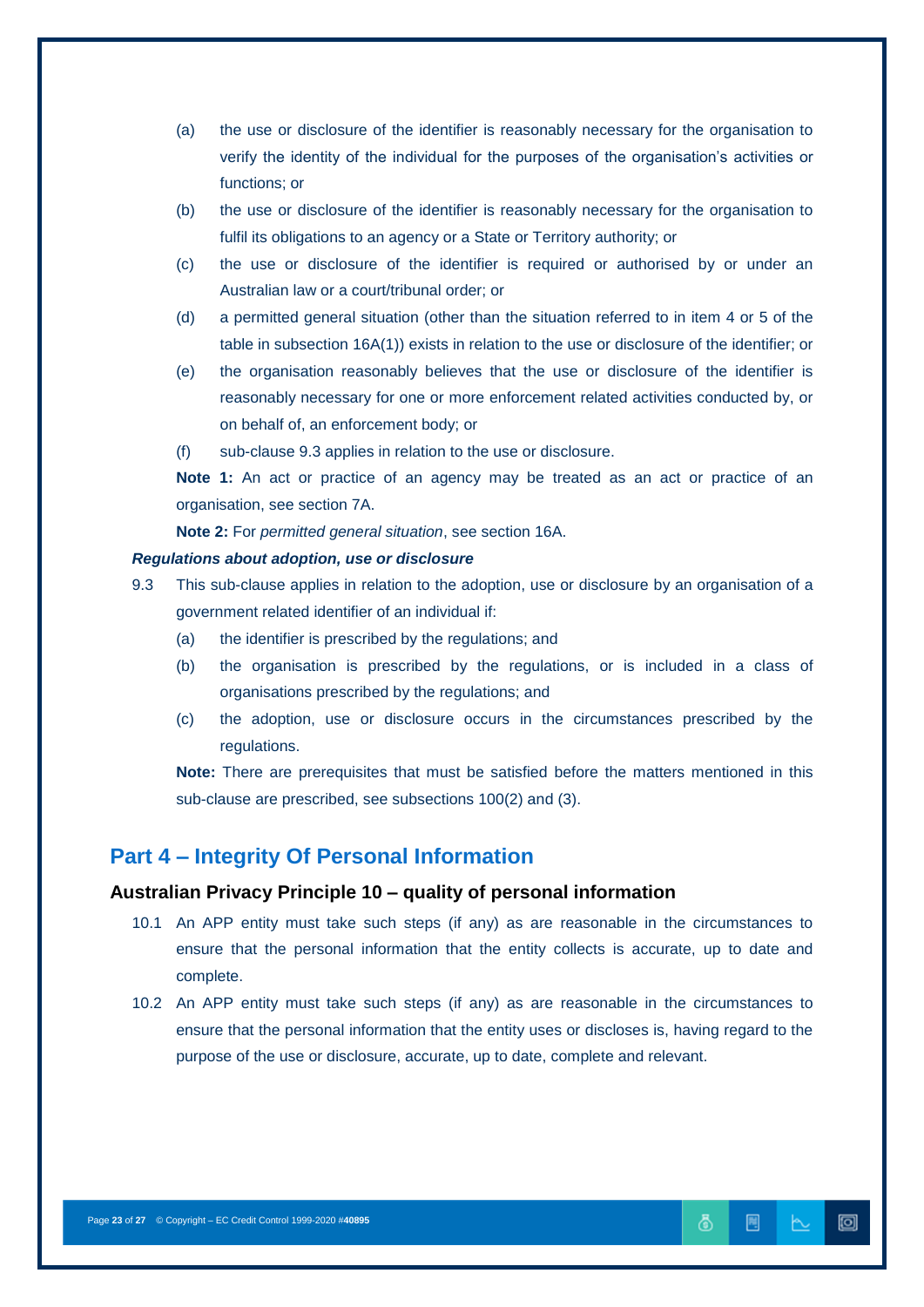(a) the use or disclosure of the identifier is reasonably necessary for the organisation to verify the identity of the individual for the purposes of the organisation's activities or functions; or

(b) the use or disclosure of the identifier is reasonably necessary for the organisation to fulfil its obligations to an agency or a State or Territory authority; or

(c) the use or disclosure of the identifier is required or authorised by or under an Australian law or a court/tribunal order; or

(d) a permitted general situation (other than the situation referred to in item 4 or 5 of the table in subsection 16A(1)) exists in relation to the use or disclosure of the identifier; or

(e) the organisation reasonably believes that the use or disclosure of the identifier is reasonably necessary for one or more enforcement related activities conducted by, or on behalf of, an enforcement body; or

(f) sub-clause 9.3 applies in relation to the use or disclosure.

**Note 1:** An act or practice of an agency may be treated as an act or practice of an organisation, see section 7A.

**Note 2:** For *permitted general situation*, see section 16A.

***Regulations about adoption, use or disclosure***

9.3 This sub-clause applies in relation to the adoption, use or disclosure by an organisation of a government related identifier of an individual if:

(a) the identifier is prescribed by the regulations; and

(b) the organisation is prescribed by the regulations, or is included in a class of organisations prescribed by the regulations; and

(c) the adoption, use or disclosure occurs in the circumstances prescribed by the regulations.

**Note:** There are prerequisites that must be satisfied before the matters mentioned in this sub-clause are prescribed, see subsections 100(2) and (3).

## Part 4 – Integrity Of Personal Information

### Australian Privacy Principle 10 – quality of personal information

10.1 An APP entity must take such steps (if any) as are reasonable in the circumstances to ensure that the personal information that the entity collects is accurate, up to date and complete.

10.2 An APP entity must take such steps (if any) as are reasonable in the circumstances to ensure that the personal information that the entity uses or discloses is, having regard to the purpose of the use or disclosure, accurate, up to date, complete and relevant.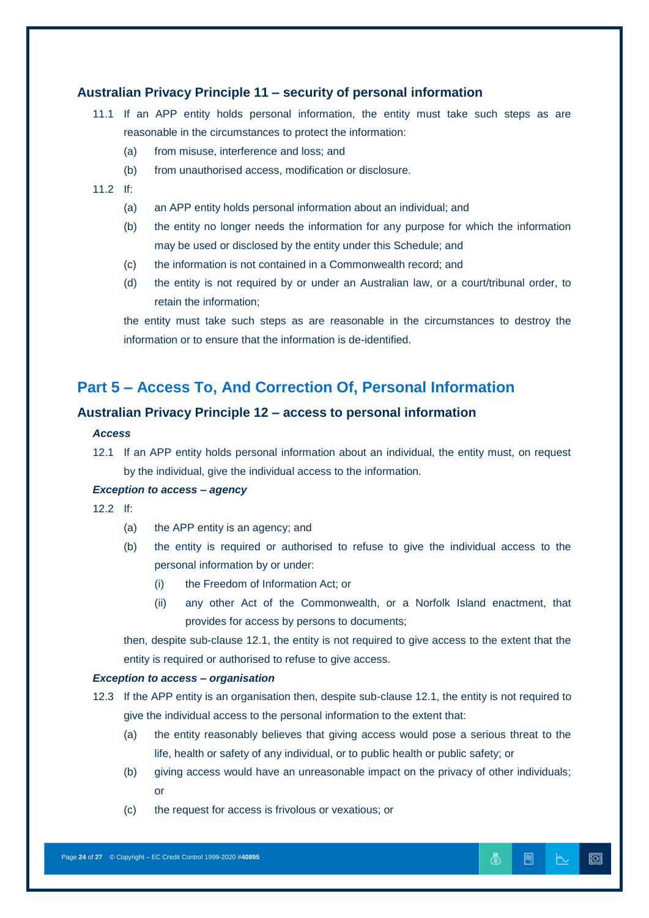### Australian Privacy Principle 11 – security of personal information

11.1 If an APP entity holds personal information, the entity must take such steps as are reasonable in the circumstances to protect the information:

(a) from misuse, interference and loss; and

(b) from unauthorised access, modification or disclosure.

11.2 If:

(a) an APP entity holds personal information about an individual; and

(b) the entity no longer needs the information for any purpose for which the information may be used or disclosed by the entity under this Schedule; and

(c) the information is not contained in a Commonwealth record; and

(d) the entity is not required by or under an Australian law, or a court/tribunal order, to retain the information;

the entity must take such steps as are reasonable in the circumstances to destroy the information or to ensure that the information is de-identified.

## Part 5 – Access To, And Correction Of, Personal Information

### Australian Privacy Principle 12 – access to personal information

***Access***

12.1 If an APP entity holds personal information about an individual, the entity must, on request by the individual, give the individual access to the information.

***Exception to access – agency***

12.2 If:

(a) the APP entity is an agency; and

(b) the entity is required or authorised to refuse to give the individual access to the personal information by or under:

(i) the Freedom of Information Act; or

(ii) any other Act of the Commonwealth, or a Norfolk Island enactment, that provides for access by persons to documents;

then, despite sub-clause 12.1, the entity is not required to give access to the extent that the entity is required or authorised to refuse to give access.

***Exception to access – organisation***

12.3 If the APP entity is an organisation then, despite sub-clause 12.1, the entity is not required to give the individual access to the personal information to the extent that:

(a) the entity reasonably believes that giving access would pose a serious threat to the life, health or safety of any individual, or to public health or public safety; or

(b) giving access would have an unreasonable impact on the privacy of other individuals; or

(c) the request for access is frivolous or vexatious; or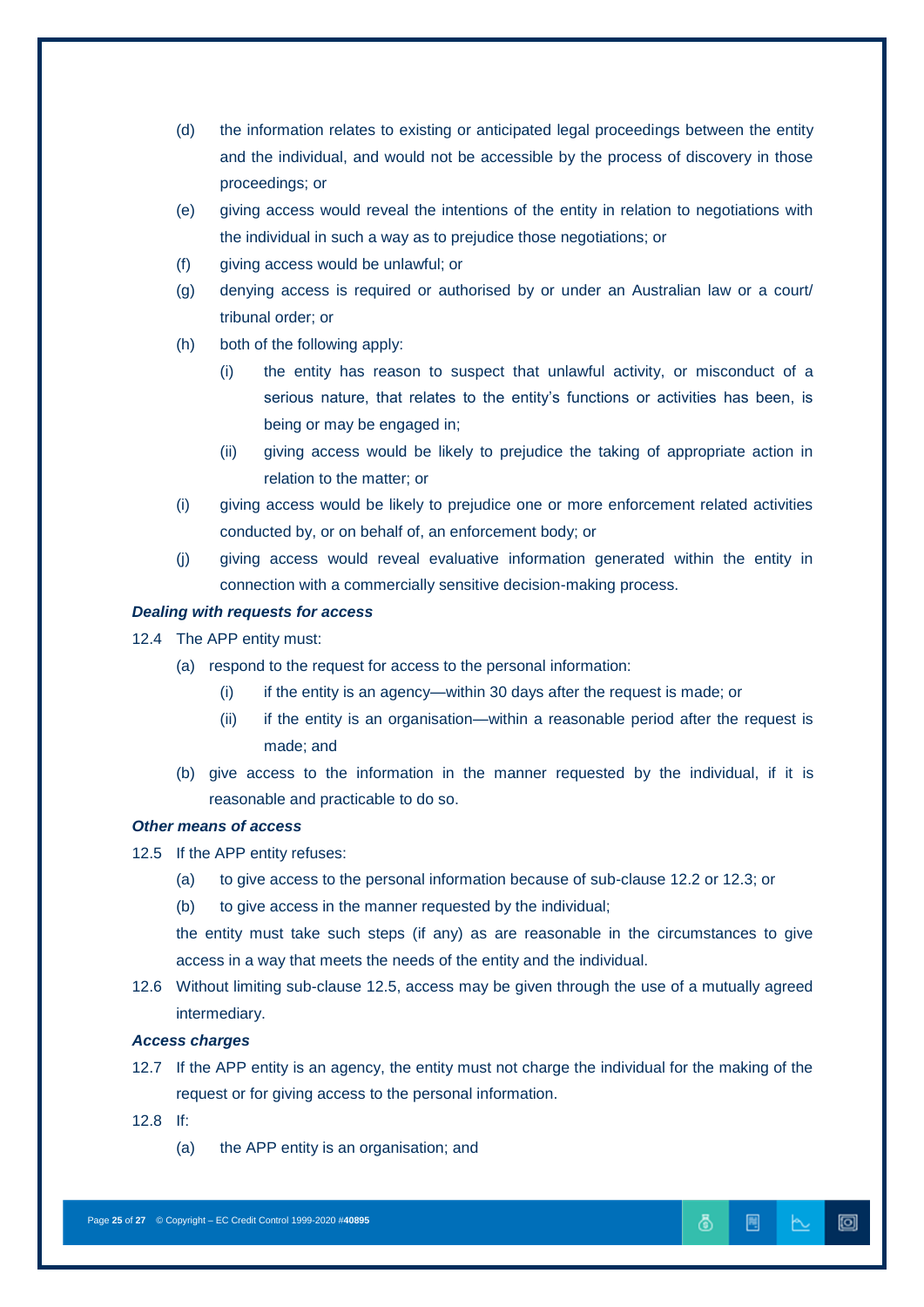(d) the information relates to existing or anticipated legal proceedings between the entity and the individual, and would not be accessible by the process of discovery in those proceedings; or

(e) giving access would reveal the intentions of the entity in relation to negotiations with the individual in such a way as to prejudice those negotiations; or

(f) giving access would be unlawful; or

(g) denying access is required or authorised by or under an Australian law or a court/ tribunal order; or

(h) both of the following apply:

  (i) the entity has reason to suspect that unlawful activity, or misconduct of a serious nature, that relates to the entity's functions or activities has been, is being or may be engaged in;

  (ii) giving access would be likely to prejudice the taking of appropriate action in relation to the matter; or

(i) giving access would be likely to prejudice one or more enforcement related activities conducted by, or on behalf of, an enforcement body; or

(j) giving access would reveal evaluative information generated within the entity in connection with a commercially sensitive decision-making process.

***Dealing with requests for access***

12.4 The APP entity must:

(a) respond to the request for access to the personal information:

  (i) if the entity is an agency—within 30 days after the request is made; or

  (ii) if the entity is an organisation—within a reasonable period after the request is made; and

(b) give access to the information in the manner requested by the individual, if it is reasonable and practicable to do so.

***Other means of access***

12.5 If the APP entity refuses:

(a) to give access to the personal information because of sub-clause 12.2 or 12.3; or

(b) to give access in the manner requested by the individual;

the entity must take such steps (if any) as are reasonable in the circumstances to give access in a way that meets the needs of the entity and the individual.

12.6 Without limiting sub-clause 12.5, access may be given through the use of a mutually agreed intermediary.

***Access charges***

12.7 If the APP entity is an agency, the entity must not charge the individual for the making of the request or for giving access to the personal information.

12.8 If:

(a) the APP entity is an organisation; and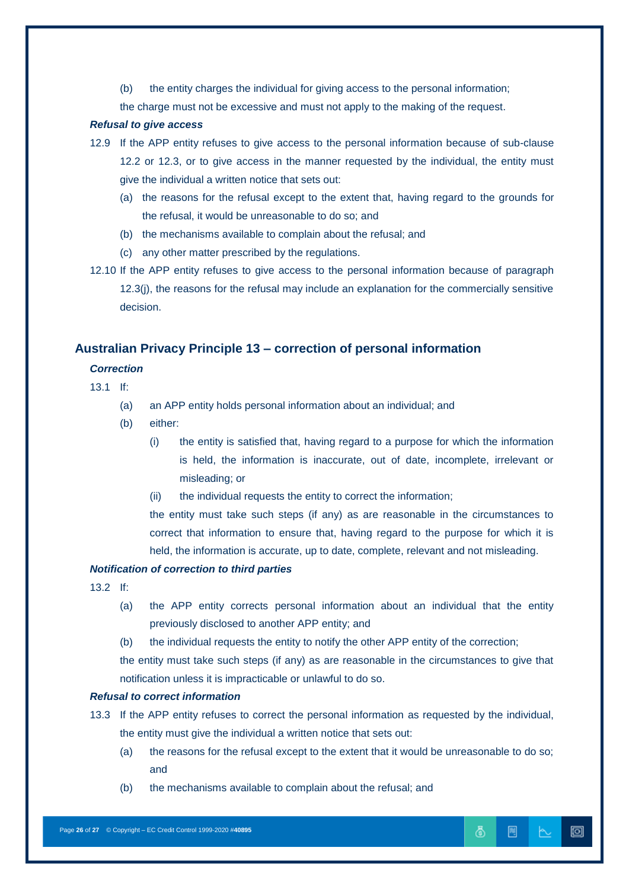(b) the entity charges the individual for giving access to the personal information;

the charge must not be excessive and must not apply to the making of the request.

***Refusal to give access***

12.9 If the APP entity refuses to give access to the personal information because of sub-clause 12.2 or 12.3, or to give access in the manner requested by the individual, the entity must give the individual a written notice that sets out:

(a) the reasons for the refusal except to the extent that, having regard to the grounds for the refusal, it would be unreasonable to do so; and

(b) the mechanisms available to complain about the refusal; and

(c) any other matter prescribed by the regulations.

12.10 If the APP entity refuses to give access to the personal information because of paragraph 12.3(j), the reasons for the refusal may include an explanation for the commercially sensitive decision.

## Australian Privacy Principle 13 – correction of personal information

***Correction***

13.1 If:

(a) an APP entity holds personal information about an individual; and

(b) either:

(i) the entity is satisfied that, having regard to a purpose for which the information is held, the information is inaccurate, out of date, incomplete, irrelevant or misleading; or

(ii) the individual requests the entity to correct the information;

the entity must take such steps (if any) as are reasonable in the circumstances to correct that information to ensure that, having regard to the purpose for which it is held, the information is accurate, up to date, complete, relevant and not misleading.

***Notification of correction to third parties***

13.2 If:

(a) the APP entity corrects personal information about an individual that the entity previously disclosed to another APP entity; and

(b) the individual requests the entity to notify the other APP entity of the correction;

the entity must take such steps (if any) as are reasonable in the circumstances to give that notification unless it is impracticable or unlawful to do so.

***Refusal to correct information***

13.3 If the APP entity refuses to correct the personal information as requested by the individual, the entity must give the individual a written notice that sets out:

(a) the reasons for the refusal except to the extent that it would be unreasonable to do so; and

(b) the mechanisms available to complain about the refusal; and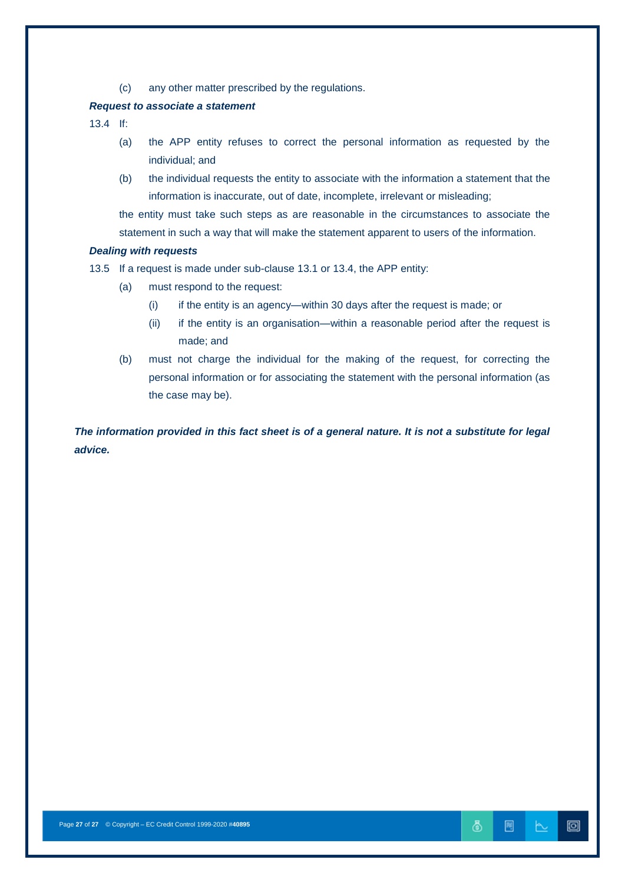(c) any other matter prescribed by the regulations.

***Request to associate a statement***

13.4 If:

(a) the APP entity refuses to correct the personal information as requested by the individual; and

(b) the individual requests the entity to associate with the information a statement that the information is inaccurate, out of date, incomplete, irrelevant or misleading;

the entity must take such steps as are reasonable in the circumstances to associate the statement in such a way that will make the statement apparent to users of the information.

***Dealing with requests***

13.5 If a request is made under sub-clause 13.1 or 13.4, the APP entity:

(a) must respond to the request:

(i) if the entity is an agency—within 30 days after the request is made; or

(ii) if the entity is an organisation—within a reasonable period after the request is made; and

(b) must not charge the individual for the making of the request, for correcting the personal information or for associating the statement with the personal information (as the case may be).

***The information provided in this fact sheet is of a general nature. It is not a substitute for legal advice.***